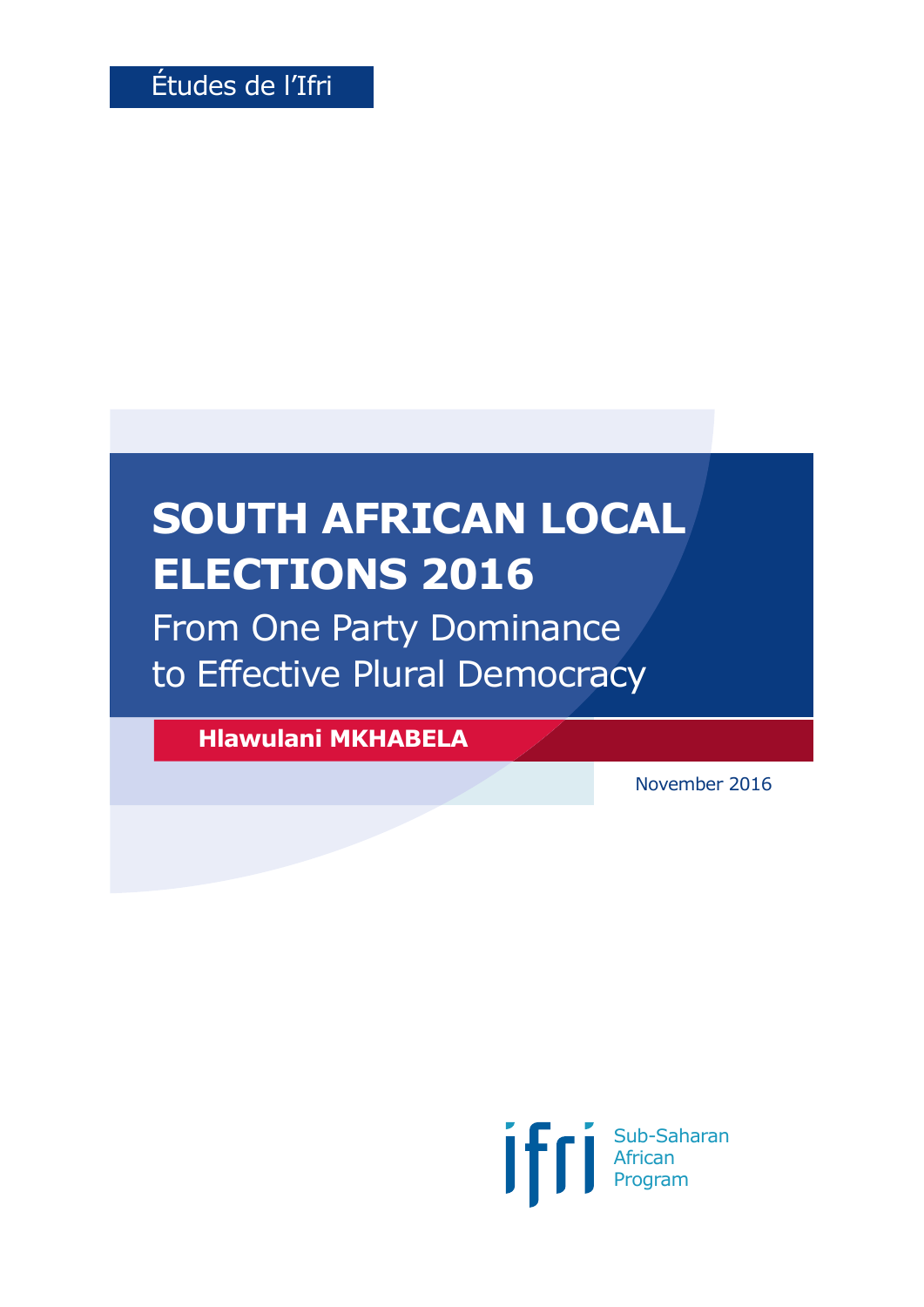Études de l'Ifri

# SOUTH AFRICAN LOCAL ELECTIONS 2016

## From One Party Dominance to Effective Plural Democracy

**Hlawulani MKHABELA**

November 2016

ifri Sub-Saharan African Program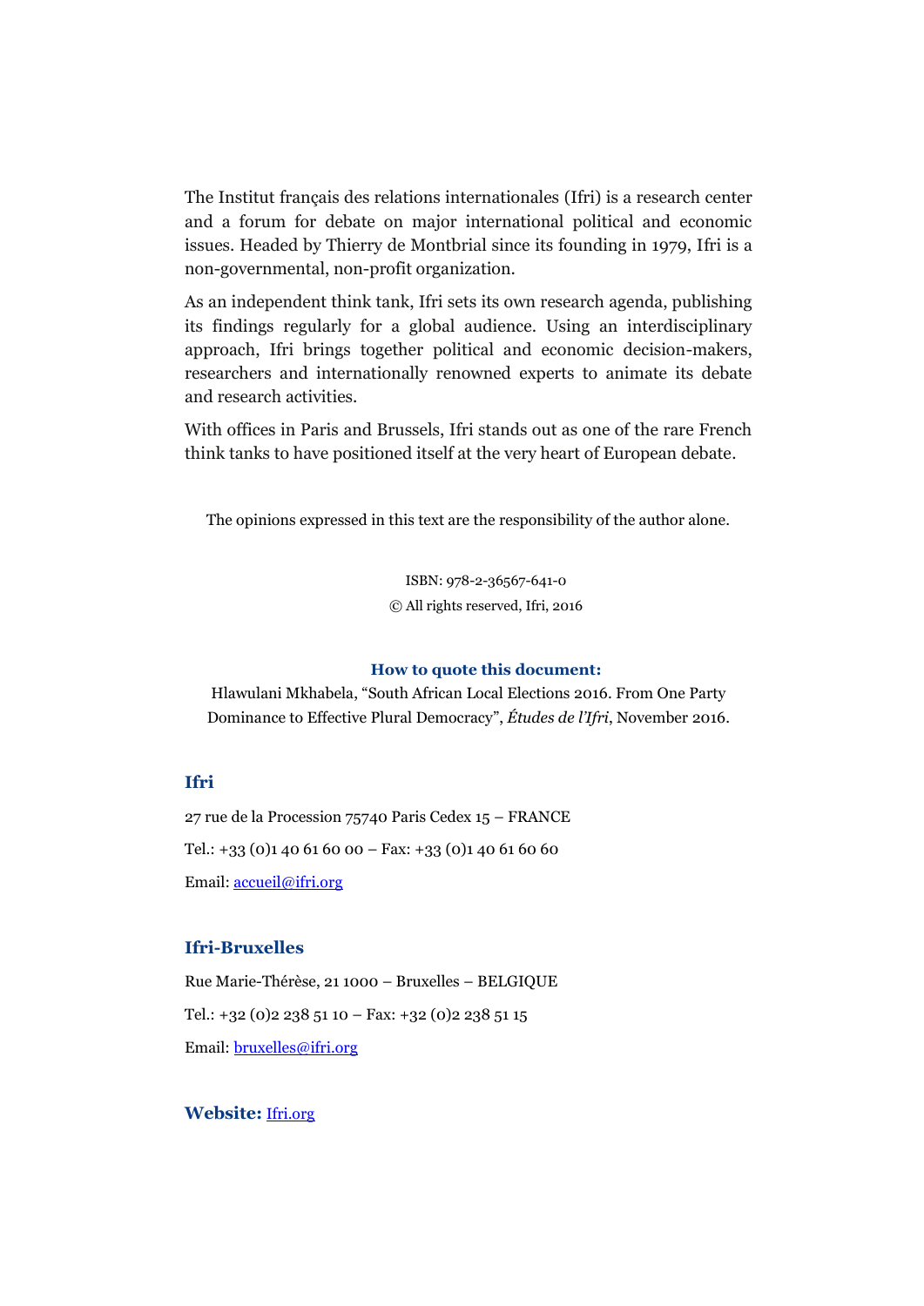The Institut français des relations internationales (Ifri) is a research center and a forum for debate on major international political and economic issues. Headed by Thierry de Montbrial since its founding in 1979, Ifri is a non-governmental, non-profit organization.

As an independent think tank, Ifri sets its own research agenda, publishing its findings regularly for a global audience. Using an interdisciplinary approach, Ifri brings together political and economic decision-makers, researchers and internationally renowned experts to animate its debate and research activities.

With offices in Paris and Brussels, Ifri stands out as one of the rare French think tanks to have positioned itself at the very heart of European debate.

The opinions expressed in this text are the responsibility of the author alone.

ISBN: 978-2-36567-641-0

© All rights reserved, Ifri, 2016

**How to quote this document:**

Hlawulani Mkhabela, "South African Local Elections 2016. From One Party Dominance to Effective Plural Democracy", *Études de l'Ifri*, November 2016.

## Ifri

27 rue de la Procession 75740 Paris Cedex 15 – FRANCE

Tel.: +33 (0)1 40 61 60 00 – Fax: +33 (0)1 40 61 60 60

Email: accueil@ifri.org

## Ifri-Bruxelles

Rue Marie-Thérèse, 21 1000 – Bruxelles – BELGIQUE

Tel.: +32 (0)2 238 51 10 – Fax: +32 (0)2 238 51 15

Email: bruxelles@ifri.org

**Website:** Ifri.org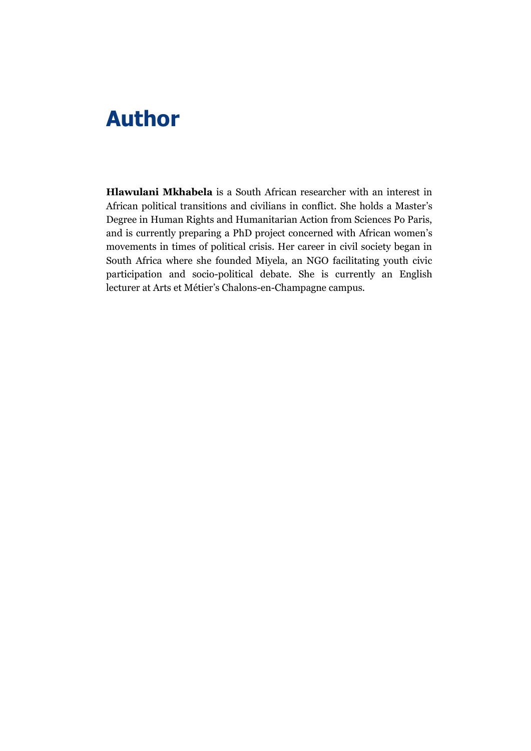# Author

**Hlawulani Mkhabela** is a South African researcher with an interest in African political transitions and civilians in conflict. She holds a Master's Degree in Human Rights and Humanitarian Action from Sciences Po Paris, and is currently preparing a PhD project concerned with African women's movements in times of political crisis. Her career in civil society began in South Africa where she founded Miyela, an NGO facilitating youth civic participation and socio-political debate. She is currently an English lecturer at Arts et Métier's Chalons-en-Champagne campus.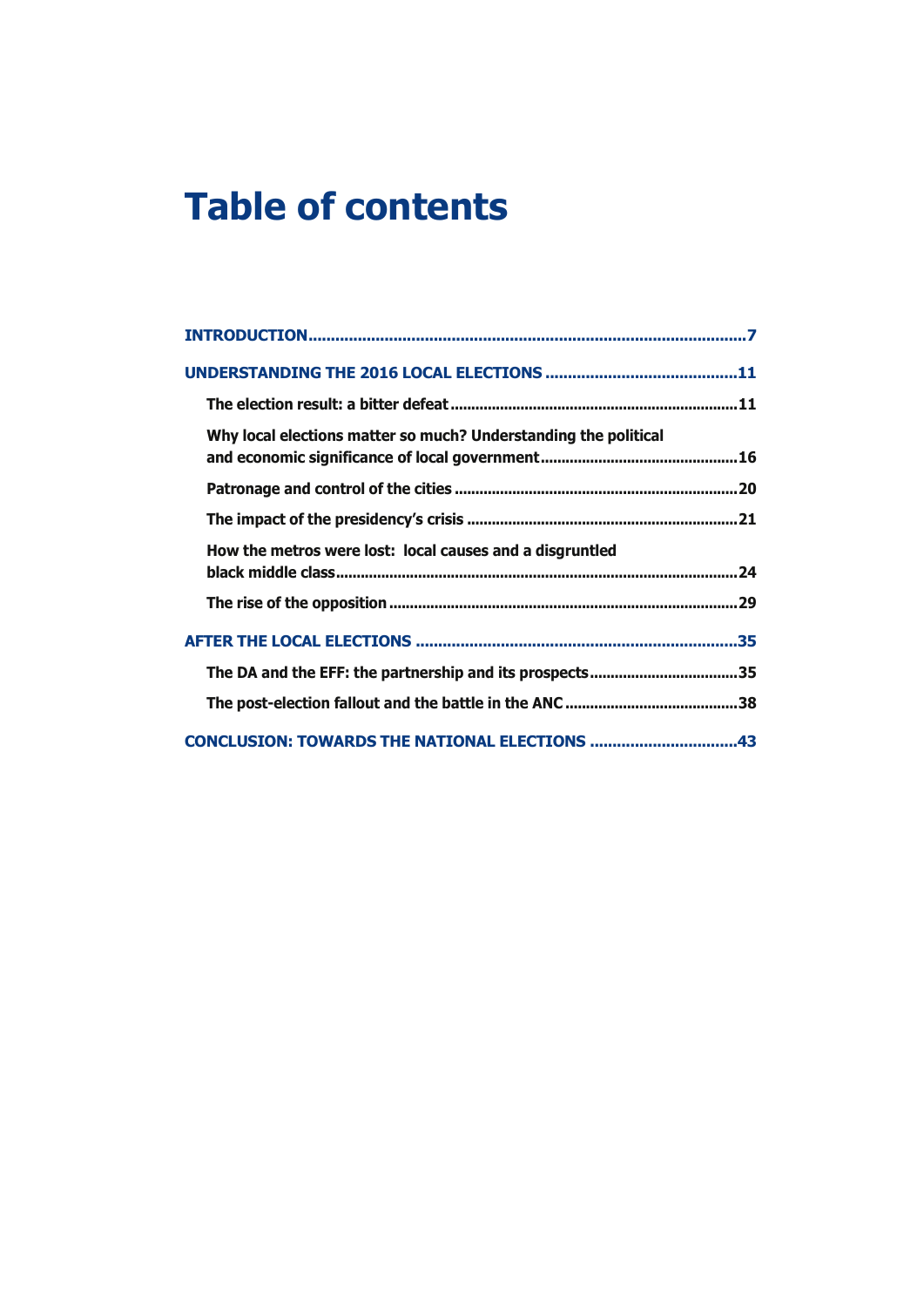# Table of contents

**INTRODUCTION** ....................................................................................................7

**UNDERSTANDING THE 2016 LOCAL ELECTIONS** ...........................................11

- **The election result: a bitter defeat** .....................................................................11
- **Why local elections matter so much? Understanding the political and economic significance of local government** ................................................16
- **Patronage and control of the cities** ....................................................................20
- **The impact of the presidency's crisis** .................................................................21
- **How the metros were lost: local causes and a disgruntled black middle class** ...................................................................................................24
- **The rise of the opposition** ....................................................................................29

**AFTER THE LOCAL ELECTIONS** ........................................................................35

- **The DA and the EFF: the partnership and its prospects** ....................................35
- **The post-election fallout and the battle in the ANC** ..........................................38

**CONCLUSION: TOWARDS THE NATIONAL ELECTIONS** .................................43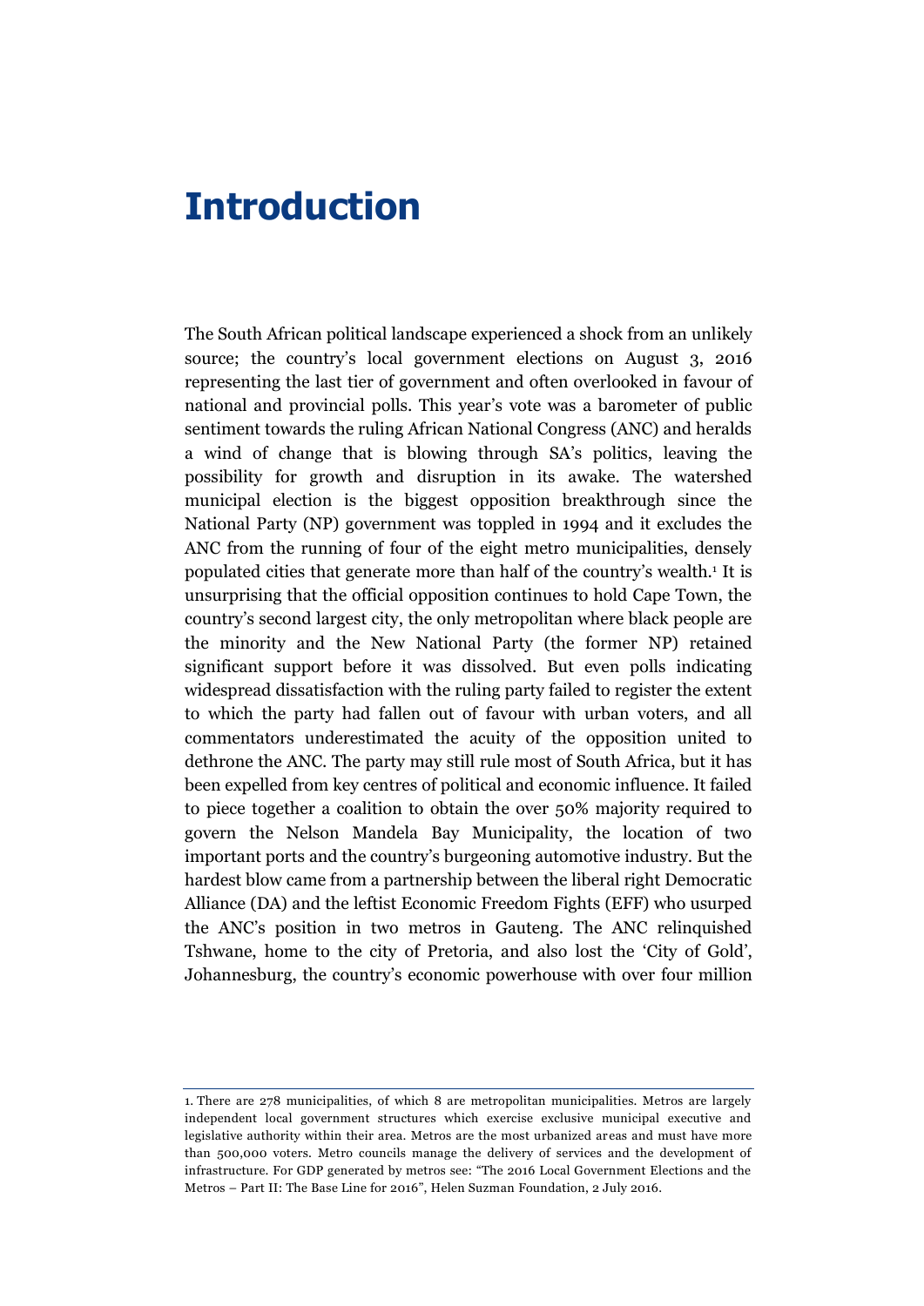# Introduction

The South African political landscape experienced a shock from an unlikely source; the country's local government elections on August 3, 2016 representing the last tier of government and often overlooked in favour of national and provincial polls. This year's vote was a barometer of public sentiment towards the ruling African National Congress (ANC) and heralds a wind of change that is blowing through SA's politics, leaving the possibility for growth and disruption in its awake. The watershed municipal election is the biggest opposition breakthrough since the National Party (NP) government was toppled in 1994 and it excludes the ANC from the running of four of the eight metro municipalities, densely populated cities that generate more than half of the country's wealth.[1] It is unsurprising that the official opposition continues to hold Cape Town, the country's second largest city, the only metropolitan where black people are the minority and the New National Party (the former NP) retained significant support before it was dissolved. But even polls indicating widespread dissatisfaction with the ruling party failed to register the extent to which the party had fallen out of favour with urban voters, and all commentators underestimated the acuity of the opposition united to dethrone the ANC. The party may still rule most of South Africa, but it has been expelled from key centres of political and economic influence. It failed to piece together a coalition to obtain the over 50% majority required to govern the Nelson Mandela Bay Municipality, the location of two important ports and the country's burgeoning automotive industry. But the hardest blow came from a partnership between the liberal right Democratic Alliance (DA) and the leftist Economic Freedom Fights (EFF) who usurped the ANC's position in two metros in Gauteng. The ANC relinquished Tshwane, home to the city of Pretoria, and also lost the 'City of Gold', Johannesburg, the country's economic powerhouse with over four million

1. There are 278 municipalities, of which 8 are metropolitan municipalities. Metros are largely independent local government structures which exercise exclusive municipal executive and legislative authority within their area. Metros are the most urbanized areas and must have more than 500,000 voters. Metro councils manage the delivery of services and the development of infrastructure. For GDP generated by metros see: "The 2016 Local Government Elections and the Metros – Part II: The Base Line for 2016", Helen Suzman Foundation, 2 July 2016.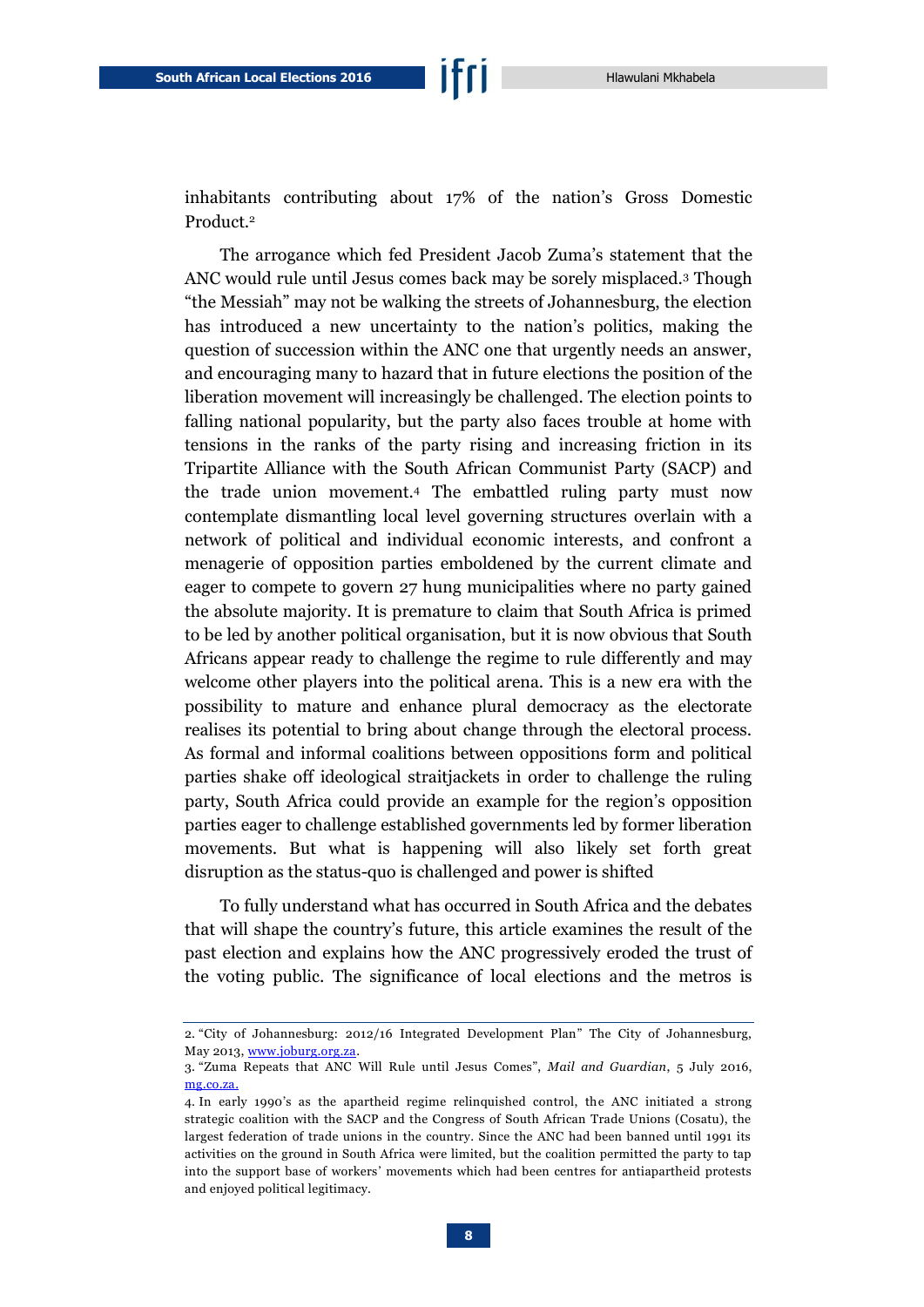inhabitants contributing about 17% of the nation's Gross Domestic Product.[2]

The arrogance which fed President Jacob Zuma's statement that the ANC would rule until Jesus comes back may be sorely misplaced.[3] Though "the Messiah" may not be walking the streets of Johannesburg, the election has introduced a new uncertainty to the nation's politics, making the question of succession within the ANC one that urgently needs an answer, and encouraging many to hazard that in future elections the position of the liberation movement will increasingly be challenged. The election points to falling national popularity, but the party also faces trouble at home with tensions in the ranks of the party rising and increasing friction in its Tripartite Alliance with the South African Communist Party (SACP) and the trade union movement.[4] The embattled ruling party must now contemplate dismantling local level governing structures overlain with a network of political and individual economic interests, and confront a menagerie of opposition parties emboldened by the current climate and eager to compete to govern 27 hung municipalities where no party gained the absolute majority. It is premature to claim that South Africa is primed to be led by another political organisation, but it is now obvious that South Africans appear ready to challenge the regime to rule differently and may welcome other players into the political arena. This is a new era with the possibility to mature and enhance plural democracy as the electorate realises its potential to bring about change through the electoral process. As formal and informal coalitions between oppositions form and political parties shake off ideological straitjackets in order to challenge the ruling party, South Africa could provide an example for the region's opposition parties eager to challenge established governments led by former liberation movements. But what is happening will also likely set forth great disruption as the status-quo is challenged and power is shifted

To fully understand what has occurred in South Africa and the debates that will shape the country's future, this article examines the result of the past election and explains how the ANC progressively eroded the trust of the voting public. The significance of local elections and the metros is

---

2. "City of Johannesburg: 2012/16 Integrated Development Plan" The City of Johannesburg, May 2013, www.joburg.org.za.

3. "Zuma Repeats that ANC Will Rule until Jesus Comes", *Mail and Guardian*, 5 July 2016, mg.co.za.

4. In early 1990's as the apartheid regime relinquished control, the ANC initiated a strong strategic coalition with the SACP and the Congress of South African Trade Unions (Cosatu), the largest federation of trade unions in the country. Since the ANC had been banned until 1991 its activities on the ground in South Africa were limited, but the coalition permitted the party to tap into the support base of workers' movements which had been centres for antiapartheid protests and enjoyed political legitimacy.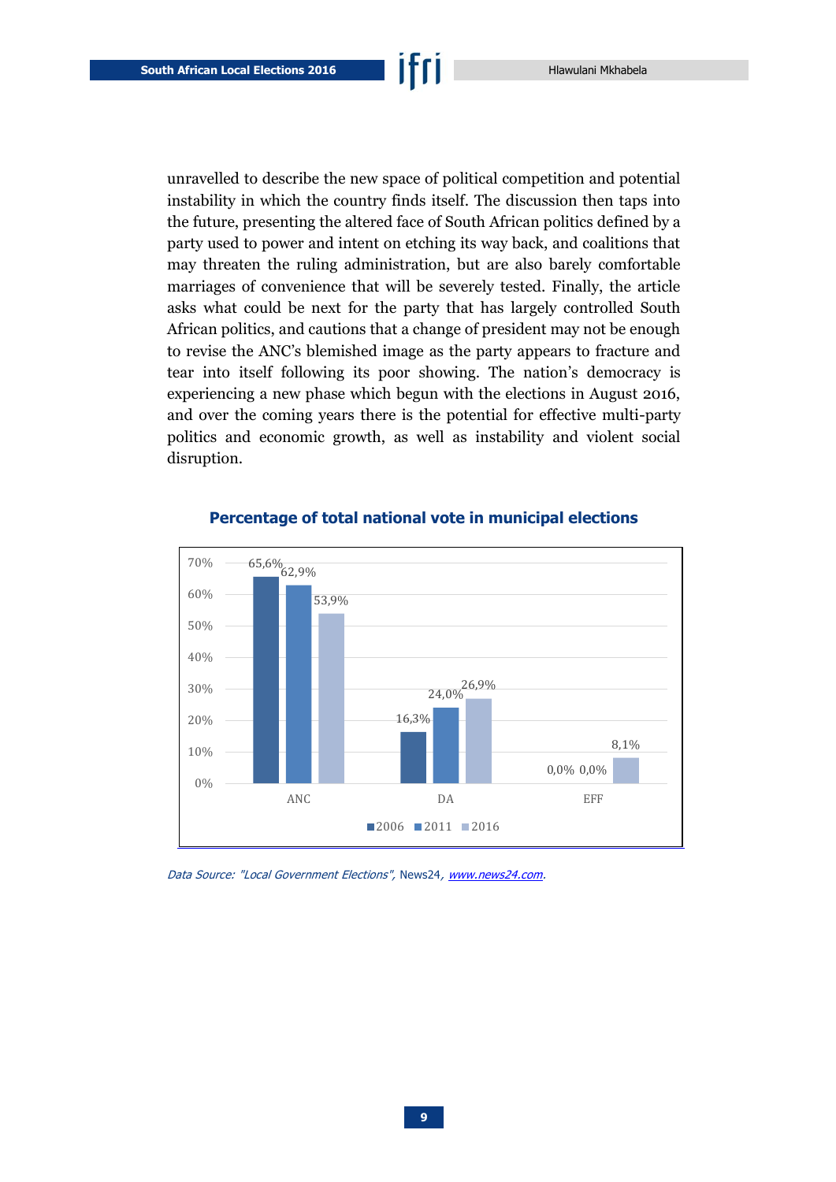unravelled to describe the new space of political competition and potential instability in which the country finds itself. The discussion then taps into the future, presenting the altered face of South African politics defined by a party used to power and intent on etching its way back, and coalitions that may threaten the ruling administration, but are also barely comfortable marriages of convenience that will be severely tested. Finally, the article asks what could be next for the party that has largely controlled South African politics, and cautions that a change of president may not be enough to revise the ANC's blemished image as the party appears to fracture and tear into itself following its poor showing. The nation's democracy is experiencing a new phase which begun with the elections in August 2016, and over the coming years there is the potential for effective multi-party politics and economic growth, as well as instability and violent social disruption.

### Percentage of total national vote in municipal elections

| | 2006 | 2011 | 2016 |
|---|---|---|---|
| ANC | 65,6% | 62,9% | 53,9% |
| DA | 16,3% | 24,0% | 26,9% |
| EFF | 0,0% | 0,0% | 8,1% |

*Data Source: "Local Government Elections",* News24*, [www.news24.com](http://www.news24.com).*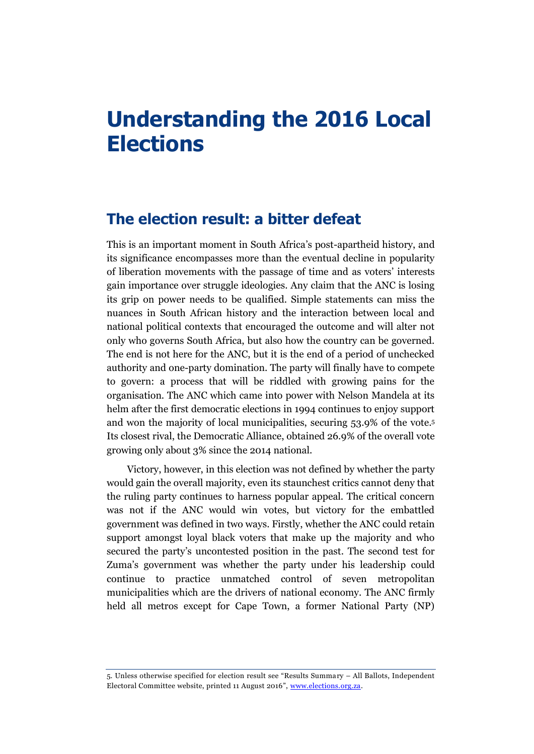# Understanding the 2016 Local Elections

## The election result: a bitter defeat

This is an important moment in South Africa's post-apartheid history, and its significance encompasses more than the eventual decline in popularity of liberation movements with the passage of time and as voters' interests gain importance over struggle ideologies. Any claim that the ANC is losing its grip on power needs to be qualified. Simple statements can miss the nuances in South African history and the interaction between local and national political contexts that encouraged the outcome and will alter not only who governs South Africa, but also how the country can be governed. The end is not here for the ANC, but it is the end of a period of unchecked authority and one-party domination. The party will finally have to compete to govern: a process that will be riddled with growing pains for the organisation. The ANC which came into power with Nelson Mandela at its helm after the first democratic elections in 1994 continues to enjoy support and won the majority of local municipalities, securing 53.9% of the vote.[5] Its closest rival, the Democratic Alliance, obtained 26.9% of the overall vote growing only about 3% since the 2014 national.

Victory, however, in this election was not defined by whether the party would gain the overall majority, even its staunchest critics cannot deny that the ruling party continues to harness popular appeal. The critical concern was not if the ANC would win votes, but victory for the embattled government was defined in two ways. Firstly, whether the ANC could retain support amongst loyal black voters that make up the majority and who secured the party's uncontested position in the past. The second test for Zuma's government was whether the party under his leadership could continue to practice unmatched control of seven metropolitan municipalities which are the drivers of national economy. The ANC firmly held all metros except for Cape Town, a former National Party (NP)

5. Unless otherwise specified for election result see "Results Summary – All Ballots, Independent Electoral Committee website, printed 11 August 2016", www.elections.org.za.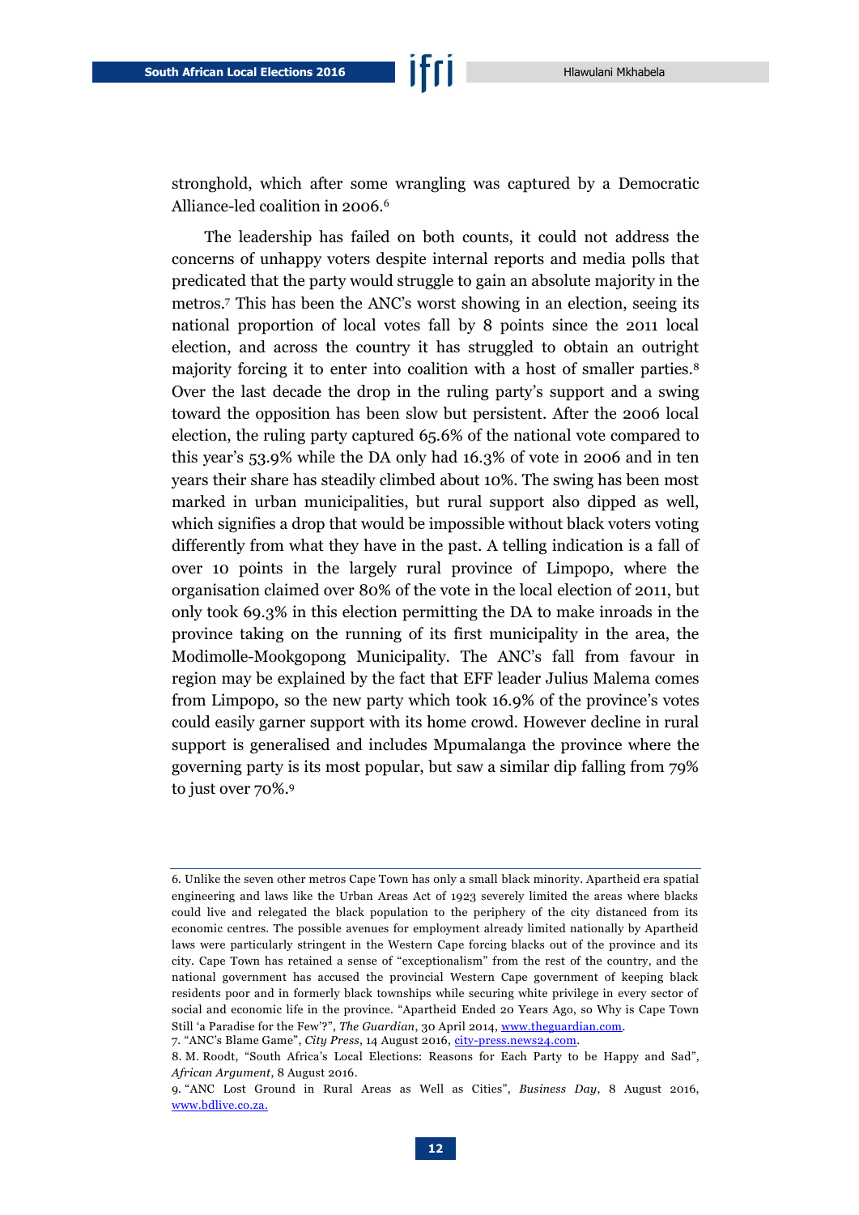stronghold, which after some wrangling was captured by a Democratic Alliance-led coalition in 2006.[6]

The leadership has failed on both counts, it could not address the concerns of unhappy voters despite internal reports and media polls that predicated that the party would struggle to gain an absolute majority in the metros.[7] This has been the ANC's worst showing in an election, seeing its national proportion of local votes fall by 8 points since the 2011 local election, and across the country it has struggled to obtain an outright majority forcing it to enter into coalition with a host of smaller parties.[8] Over the last decade the drop in the ruling party's support and a swing toward the opposition has been slow but persistent. After the 2006 local election, the ruling party captured 65.6% of the national vote compared to this year's 53.9% while the DA only had 16.3% of vote in 2006 and in ten years their share has steadily climbed about 10%. The swing has been most marked in urban municipalities, but rural support also dipped as well, which signifies a drop that would be impossible without black voters voting differently from what they have in the past. A telling indication is a fall of over 10 points in the largely rural province of Limpopo, where the organisation claimed over 80% of the vote in the local election of 2011, but only took 69.3% in this election permitting the DA to make inroads in the province taking on the running of its first municipality in the area, the Modimolle-Mookgopong Municipality. The ANC's fall from favour in region may be explained by the fact that EFF leader Julius Malema comes from Limpopo, so the new party which took 16.9% of the province's votes could easily garner support with its home crowd. However decline in rural support is generalised and includes Mpumalanga the province where the governing party is its most popular, but saw a similar dip falling from 79% to just over 70%.[9]

---

6. Unlike the seven other metros Cape Town has only a small black minority. Apartheid era spatial engineering and laws like the Urban Areas Act of 1923 severely limited the areas where blacks could live and relegated the black population to the periphery of the city distanced from its economic centres. The possible avenues for employment already limited nationally by Apartheid laws were particularly stringent in the Western Cape forcing blacks out of the province and its city. Cape Town has retained a sense of "exceptionalism" from the rest of the country, and the national government has accused the provincial Western Cape government of keeping black residents poor and in formerly black townships while securing white privilege in every sector of social and economic life in the province. "Apartheid Ended 20 Years Ago, so Why is Cape Town Still 'a Paradise for the Few'?", *The Guardian*, 30 April 2014, www.theguardian.com.

7. "ANC's Blame Game", *City Press*, 14 August 2016, city-press.news24.com.

8. M. Roodt, "South Africa's Local Elections: Reasons for Each Party to be Happy and Sad", *African Argument*, 8 August 2016.

9. "ANC Lost Ground in Rural Areas as Well as Cities", *Business Day*, 8 August 2016, www.bdlive.co.za.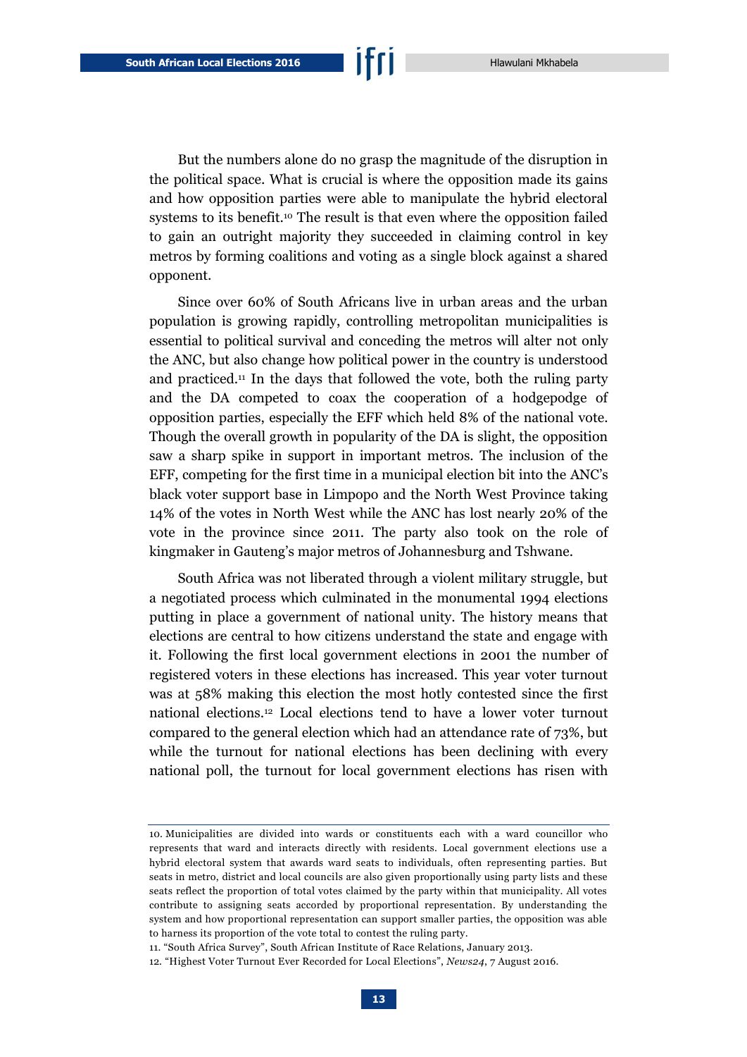But the numbers alone do no grasp the magnitude of the disruption in the political space. What is crucial is where the opposition made its gains and how opposition parties were able to manipulate the hybrid electoral systems to its benefit.[10] The result is that even where the opposition failed to gain an outright majority they succeeded in claiming control in key metros by forming coalitions and voting as a single block against a shared opponent.

Since over 60% of South Africans live in urban areas and the urban population is growing rapidly, controlling metropolitan municipalities is essential to political survival and conceding the metros will alter not only the ANC, but also change how political power in the country is understood and practiced.[11] In the days that followed the vote, both the ruling party and the DA competed to coax the cooperation of a hodgepodge of opposition parties, especially the EFF which held 8% of the national vote. Though the overall growth in popularity of the DA is slight, the opposition saw a sharp spike in support in important metros. The inclusion of the EFF, competing for the first time in a municipal election bit into the ANC's black voter support base in Limpopo and the North West Province taking 14% of the votes in North West while the ANC has lost nearly 20% of the vote in the province since 2011. The party also took on the role of kingmaker in Gauteng's major metros of Johannesburg and Tshwane.

South Africa was not liberated through a violent military struggle, but a negotiated process which culminated in the monumental 1994 elections putting in place a government of national unity. The history means that elections are central to how citizens understand the state and engage with it. Following the first local government elections in 2001 the number of registered voters in these elections has increased. This year voter turnout was at 58% making this election the most hotly contested since the first national elections.[12] Local elections tend to have a lower voter turnout compared to the general election which had an attendance rate of 73%, but while the turnout for national elections has been declining with every national poll, the turnout for local government elections has risen with

---

10. Municipalities are divided into wards or constituents each with a ward councillor who represents that ward and interacts directly with residents. Local government elections use a hybrid electoral system that awards ward seats to individuals, often representing parties. But seats in metro, district and local councils are also given proportionally using party lists and these seats reflect the proportion of total votes claimed by the party within that municipality. All votes contribute to assigning seats accorded by proportional representation. By understanding the system and how proportional representation can support smaller parties, the opposition was able to harness its proportion of the vote total to contest the ruling party.

11. "South Africa Survey", South African Institute of Race Relations, January 2013.

12. "Highest Voter Turnout Ever Recorded for Local Elections", *News24*, 7 August 2016.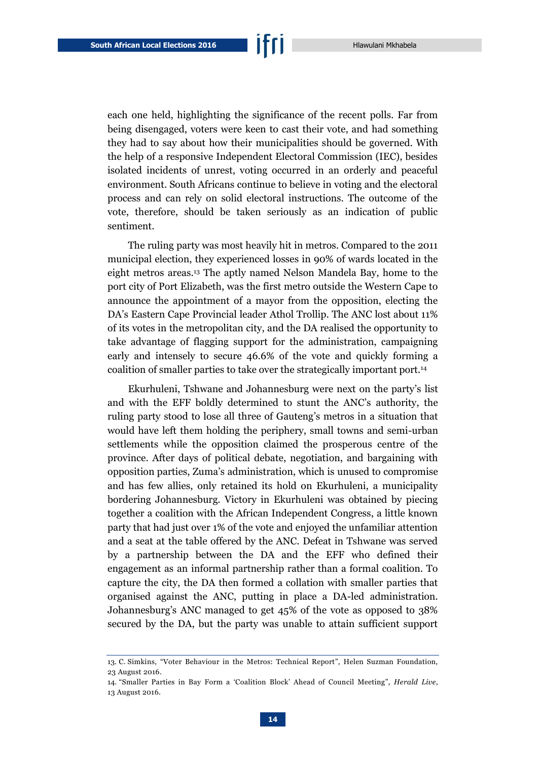each one held, highlighting the significance of the recent polls. Far from being disengaged, voters were keen to cast their vote, and had something they had to say about how their municipalities should be governed. With the help of a responsive Independent Electoral Commission (IEC), besides isolated incidents of unrest, voting occurred in an orderly and peaceful environment. South Africans continue to believe in voting and the electoral process and can rely on solid electoral instructions. The outcome of the vote, therefore, should be taken seriously as an indication of public sentiment.

The ruling party was most heavily hit in metros. Compared to the 2011 municipal election, they experienced losses in 90% of wards located in the eight metros areas.[13] The aptly named Nelson Mandela Bay, home to the port city of Port Elizabeth, was the first metro outside the Western Cape to announce the appointment of a mayor from the opposition, electing the DA's Eastern Cape Provincial leader Athol Trollip. The ANC lost about 11% of its votes in the metropolitan city, and the DA realised the opportunity to take advantage of flagging support for the administration, campaigning early and intensely to secure 46.6% of the vote and quickly forming a coalition of smaller parties to take over the strategically important port.[14]

Ekurhuleni, Tshwane and Johannesburg were next on the party's list and with the EFF boldly determined to stunt the ANC's authority, the ruling party stood to lose all three of Gauteng's metros in a situation that would have left them holding the periphery, small towns and semi-urban settlements while the opposition claimed the prosperous centre of the province. After days of political debate, negotiation, and bargaining with opposition parties, Zuma's administration, which is unused to compromise and has few allies, only retained its hold on Ekurhuleni, a municipality bordering Johannesburg. Victory in Ekurhuleni was obtained by piecing together a coalition with the African Independent Congress, a little known party that had just over 1% of the vote and enjoyed the unfamiliar attention and a seat at the table offered by the ANC. Defeat in Tshwane was served by a partnership between the DA and the EFF who defined their engagement as an informal partnership rather than a formal coalition. To capture the city, the DA then formed a collation with smaller parties that organised against the ANC, putting in place a DA-led administration. Johannesburg's ANC managed to get 45% of the vote as opposed to 38% secured by the DA, but the party was unable to attain sufficient support

13. C. Simkins, "Voter Behaviour in the Metros: Technical Report", Helen Suzman Foundation, 23 August 2016.

14. "Smaller Parties in Bay Form a 'Coalition Block' Ahead of Council Meeting", *Herald Live*, 13 August 2016.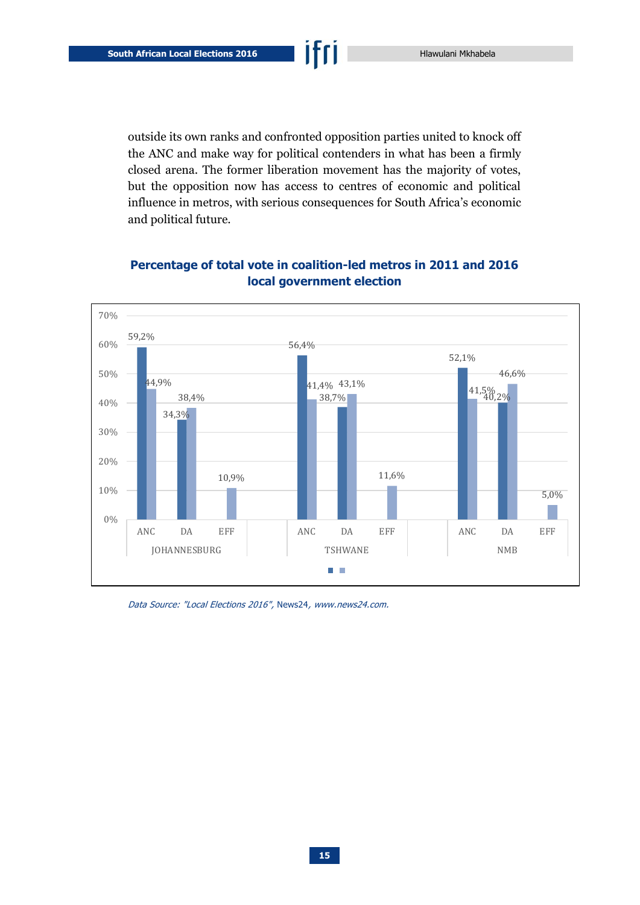outside its own ranks and confronted opposition parties united to knock off the ANC and make way for political contenders in what has been a firmly closed arena. The former liberation movement has the majority of votes, but the opposition now has access to centres of economic and political influence in metros, with serious consequences for South Africa's economic and political future.

**Percentage of total vote in coalition-led metros in 2011 and 2016 local government election**

| Metro | Party | 2011 | 2016 |
|---|---|---|---|
| JOHANNESBURG | ANC | 59,2% | 44,9% |
| | DA | 34,3% | 38,4% |
| | EFF | | 10,9% |
| TSHWANE | ANC | 56,4% | 41,4% |
| | DA | 38,7% | 43,1% |
| | EFF | | 11,6% |
| NMB | ANC | 52,1% | 41,5% |
| | DA | 40,2% | 46,6% |
| | EFF | | 5,0% |

*Data Source: "Local Elections 2016"*, News24, *www.news24.com.*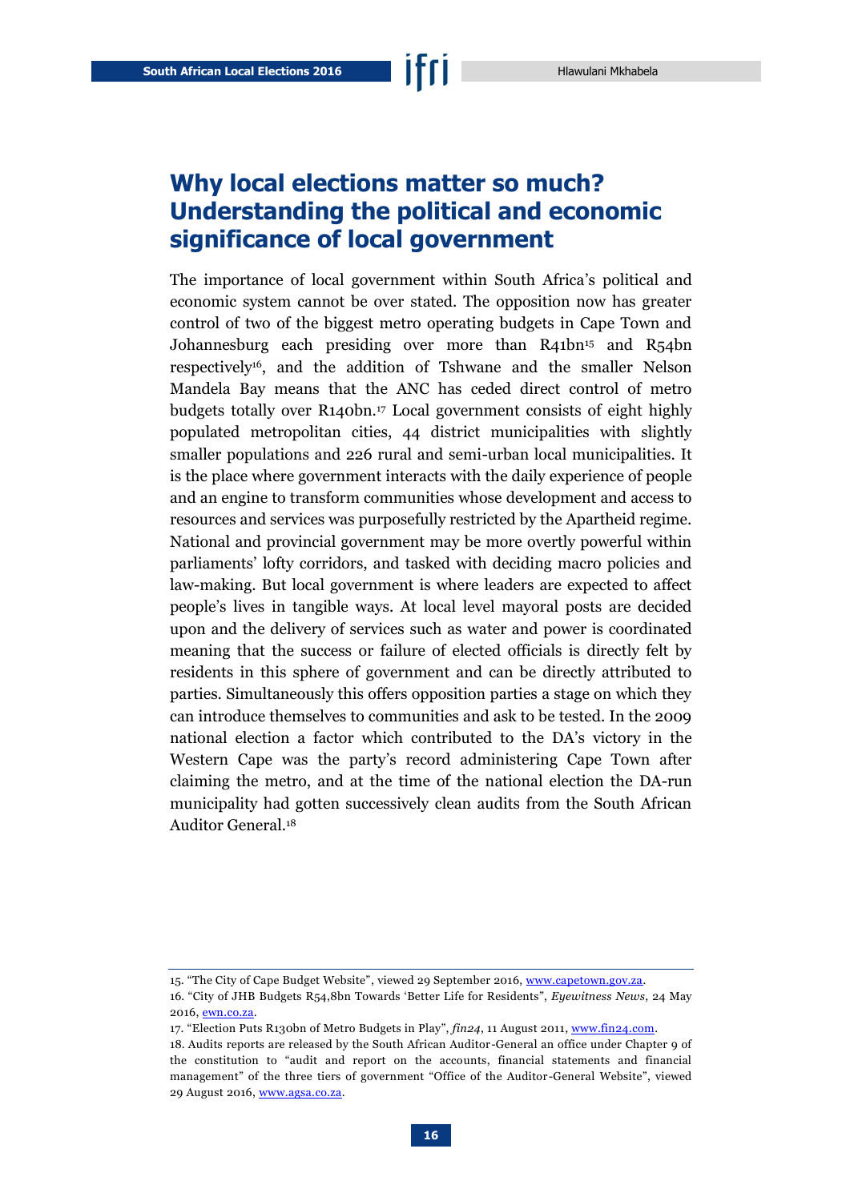## Why local elections matter so much? Understanding the political and economic significance of local government

The importance of local government within South Africa's political and economic system cannot be over stated. The opposition now has greater control of two of the biggest metro operating budgets in Cape Town and Johannesburg each presiding over more than R41bn[15] and R54bn respectively[16], and the addition of Tshwane and the smaller Nelson Mandela Bay means that the ANC has ceded direct control of metro budgets totally over R140bn.[17] Local government consists of eight highly populated metropolitan cities, 44 district municipalities with slightly smaller populations and 226 rural and semi-urban local municipalities. It is the place where government interacts with the daily experience of people and an engine to transform communities whose development and access to resources and services was purposefully restricted by the Apartheid regime. National and provincial government may be more overtly powerful within parliaments' lofty corridors, and tasked with deciding macro policies and law-making. But local government is where leaders are expected to affect people's lives in tangible ways. At local level mayoral posts are decided upon and the delivery of services such as water and power is coordinated meaning that the success or failure of elected officials is directly felt by residents in this sphere of government and can be directly attributed to parties. Simultaneously this offers opposition parties a stage on which they can introduce themselves to communities and ask to be tested. In the 2009 national election a factor which contributed to the DA's victory in the Western Cape was the party's record administering Cape Town after claiming the metro, and at the time of the national election the DA-run municipality had gotten successively clean audits from the South African Auditor General.[18]

---

15. "The City of Cape Budget Website", viewed 29 September 2016, www.capetown.gov.za.

16. "City of JHB Budgets R54,8bn Towards 'Better Life for Residents", *Eyewitness News*, 24 May 2016, ewn.co.za.

17. "Election Puts R130bn of Metro Budgets in Play", *fin24*, 11 August 2011, www.fin24.com.

18. Audits reports are released by the South African Auditor-General an office under Chapter 9 of the constitution to "audit and report on the accounts, financial statements and financial management" of the three tiers of government "Office of the Auditor-General Website", viewed 29 August 2016, www.agsa.co.za.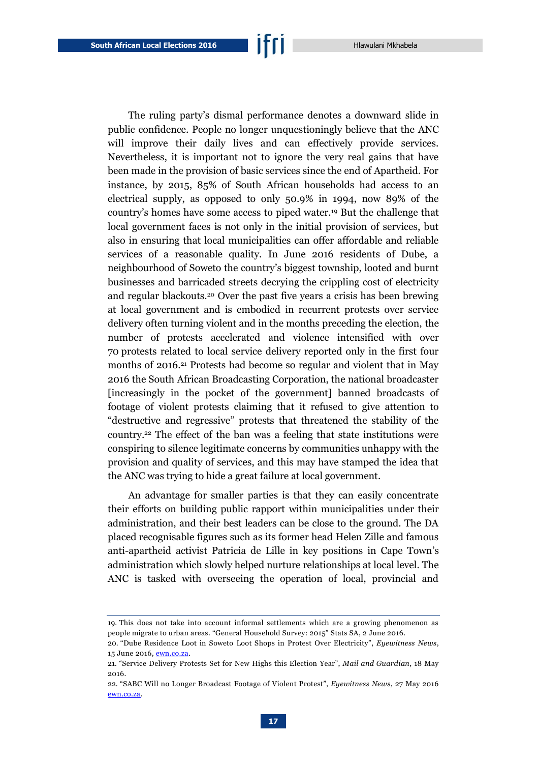The ruling party's dismal performance denotes a downward slide in public confidence. People no longer unquestioningly believe that the ANC will improve their daily lives and can effectively provide services. Nevertheless, it is important not to ignore the very real gains that have been made in the provision of basic services since the end of Apartheid. For instance, by 2015, 85% of South African households had access to an electrical supply, as opposed to only 50.9% in 1994, now 89% of the country's homes have some access to piped water.[19] But the challenge that local government faces is not only in the initial provision of services, but also in ensuring that local municipalities can offer affordable and reliable services of a reasonable quality. In June 2016 residents of Dube, a neighbourhood of Soweto the country's biggest township, looted and burnt businesses and barricaded streets decrying the crippling cost of electricity and regular blackouts.[20] Over the past five years a crisis has been brewing at local government and is embodied in recurrent protests over service delivery often turning violent and in the months preceding the election, the number of protests accelerated and violence intensified with over 70 protests related to local service delivery reported only in the first four months of 2016.[21] Protests had become so regular and violent that in May 2016 the South African Broadcasting Corporation, the national broadcaster [increasingly in the pocket of the government] banned broadcasts of footage of violent protests claiming that it refused to give attention to "destructive and regressive" protests that threatened the stability of the country.[22] The effect of the ban was a feeling that state institutions were conspiring to silence legitimate concerns by communities unhappy with the provision and quality of services, and this may have stamped the idea that the ANC was trying to hide a great failure at local government.

An advantage for smaller parties is that they can easily concentrate their efforts on building public rapport within municipalities under their administration, and their best leaders can be close to the ground. The DA placed recognisable figures such as its former head Helen Zille and famous anti-apartheid activist Patricia de Lille in key positions in Cape Town's administration which slowly helped nurture relationships at local level. The ANC is tasked with overseeing the operation of local, provincial and

---

19. This does not take into account informal settlements which are a growing phenomenon as people migrate to urban areas. "General Household Survey: 2015" Stats SA, 2 June 2016.

20. "Dube Residence Loot in Soweto Loot Shops in Protest Over Electricity", *Eyewitness News*, 15 June 2016, ewn.co.za.

21. "Service Delivery Protests Set for New Highs this Election Year", *Mail and Guardian*, 18 May 2016.

22. "SABC Will no Longer Broadcast Footage of Violent Protest", *Eyewitness News*, 27 May 2016 ewn.co.za.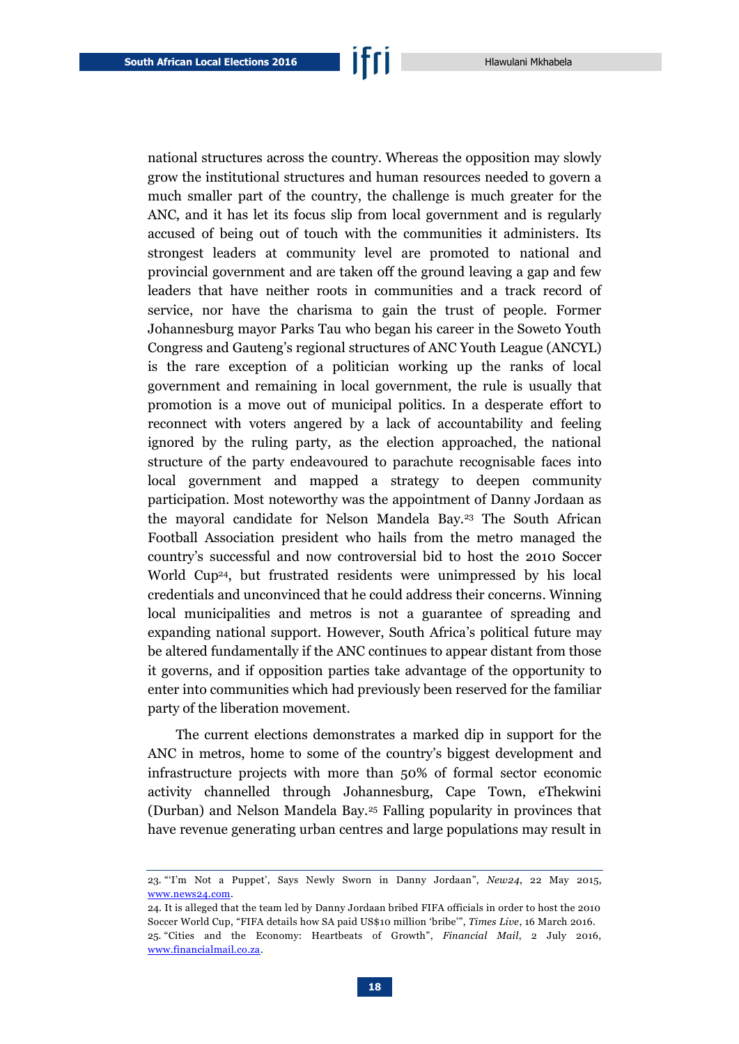national structures across the country. Whereas the opposition may slowly grow the institutional structures and human resources needed to govern a much smaller part of the country, the challenge is much greater for the ANC, and it has let its focus slip from local government and is regularly accused of being out of touch with the communities it administers. Its strongest leaders at community level are promoted to national and provincial government and are taken off the ground leaving a gap and few leaders that have neither roots in communities and a track record of service, nor have the charisma to gain the trust of people. Former Johannesburg mayor Parks Tau who began his career in the Soweto Youth Congress and Gauteng's regional structures of ANC Youth League (ANCYL) is the rare exception of a politician working up the ranks of local government and remaining in local government, the rule is usually that promotion is a move out of municipal politics. In a desperate effort to reconnect with voters angered by a lack of accountability and feeling ignored by the ruling party, as the election approached, the national structure of the party endeavoured to parachute recognisable faces into local government and mapped a strategy to deepen community participation. Most noteworthy was the appointment of Danny Jordaan as the mayoral candidate for Nelson Mandela Bay.[23] The South African Football Association president who hails from the metro managed the country's successful and now controversial bid to host the 2010 Soccer World Cup[24], but frustrated residents were unimpressed by his local credentials and unconvinced that he could address their concerns. Winning local municipalities and metros is not a guarantee of spreading and expanding national support. However, South Africa's political future may be altered fundamentally if the ANC continues to appear distant from those it governs, and if opposition parties take advantage of the opportunity to enter into communities which had previously been reserved for the familiar party of the liberation movement.

The current elections demonstrates a marked dip in support for the ANC in metros, home to some of the country's biggest development and infrastructure projects with more than 50% of formal sector economic activity channelled through Johannesburg, Cape Town, eThekwini (Durban) and Nelson Mandela Bay.[25] Falling popularity in provinces that have revenue generating urban centres and large populations may result in

---

23. "'I'm Not a Puppet', Says Newly Sworn in Danny Jordaan", *New24*, 22 May 2015, www.news24.com.

24. It is alleged that the team led by Danny Jordaan bribed FIFA officials in order to host the 2010 Soccer World Cup, "FIFA details how SA paid US$10 million 'bribe'", *Times Live*, 16 March 2016.

25. "Cities and the Economy: Heartbeats of Growth", *Financial Mail*, 2 July 2016, www.financialmail.co.za.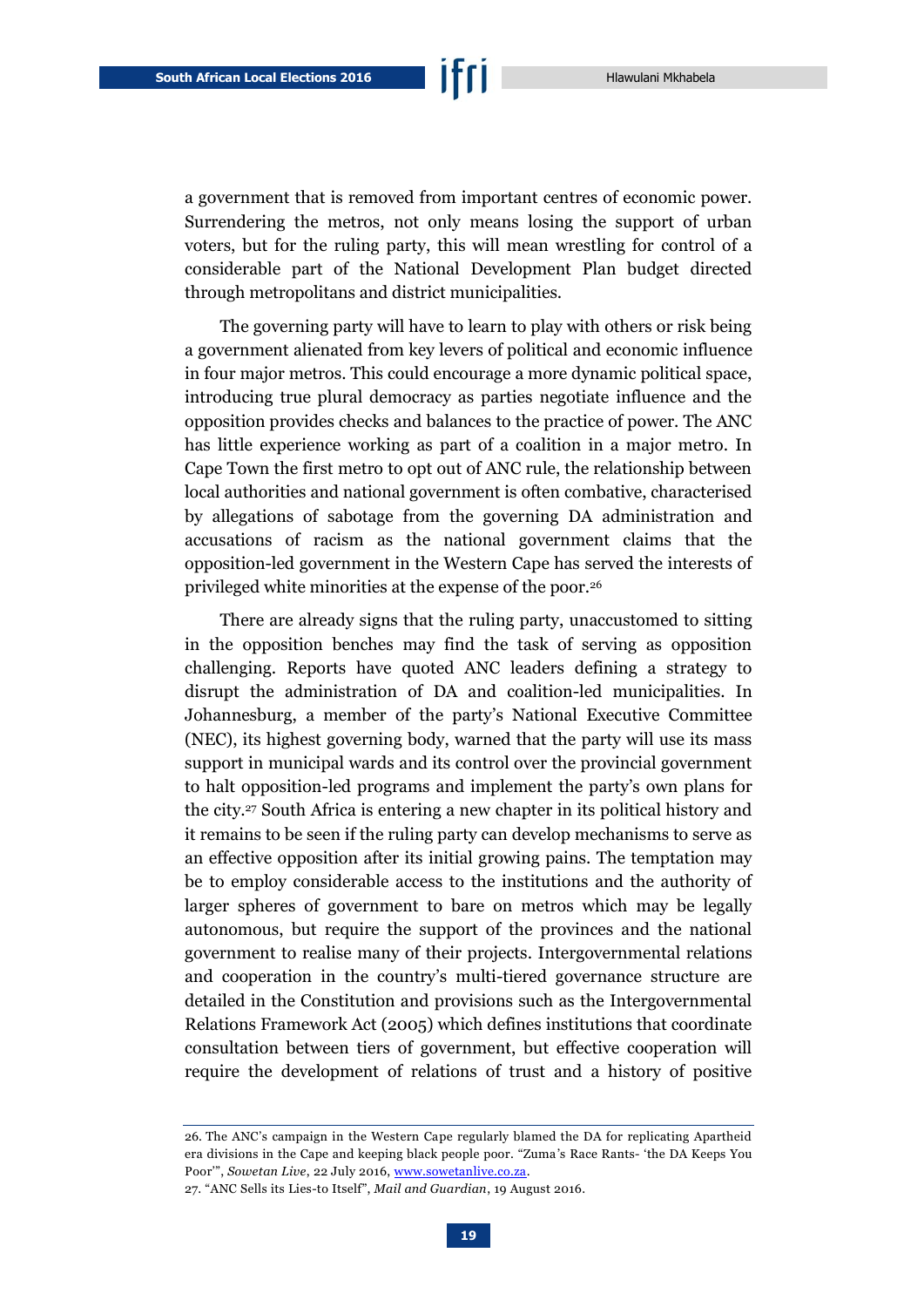a government that is removed from important centres of economic power. Surrendering the metros, not only means losing the support of urban voters, but for the ruling party, this will mean wrestling for control of a considerable part of the National Development Plan budget directed through metropolitans and district municipalities.

The governing party will have to learn to play with others or risk being a government alienated from key levers of political and economic influence in four major metros. This could encourage a more dynamic political space, introducing true plural democracy as parties negotiate influence and the opposition provides checks and balances to the practice of power. The ANC has little experience working as part of a coalition in a major metro. In Cape Town the first metro to opt out of ANC rule, the relationship between local authorities and national government is often combative, characterised by allegations of sabotage from the governing DA administration and accusations of racism as the national government claims that the opposition-led government in the Western Cape has served the interests of privileged white minorities at the expense of the poor.[26]

There are already signs that the ruling party, unaccustomed to sitting in the opposition benches may find the task of serving as opposition challenging. Reports have quoted ANC leaders defining a strategy to disrupt the administration of DA and coalition-led municipalities. In Johannesburg, a member of the party's National Executive Committee (NEC), its highest governing body, warned that the party will use its mass support in municipal wards and its control over the provincial government to halt opposition-led programs and implement the party's own plans for the city.[27] South Africa is entering a new chapter in its political history and it remains to be seen if the ruling party can develop mechanisms to serve as an effective opposition after its initial growing pains. The temptation may be to employ considerable access to the institutions and the authority of larger spheres of government to bare on metros which may be legally autonomous, but require the support of the provinces and the national government to realise many of their projects. Intergovernmental relations and cooperation in the country's multi-tiered governance structure are detailed in the Constitution and provisions such as the Intergovernmental Relations Framework Act (2005) which defines institutions that coordinate consultation between tiers of government, but effective cooperation will require the development of relations of trust and a history of positive

---

26. The ANC's campaign in the Western Cape regularly blamed the DA for replicating Apartheid era divisions in the Cape and keeping black people poor. "Zuma's Race Rants- 'the DA Keeps You Poor'", *Sowetan Live*, 22 July 2016, www.sowetanlive.co.za.

27. "ANC Sells its Lies-to Itself", *Mail and Guardian*, 19 August 2016.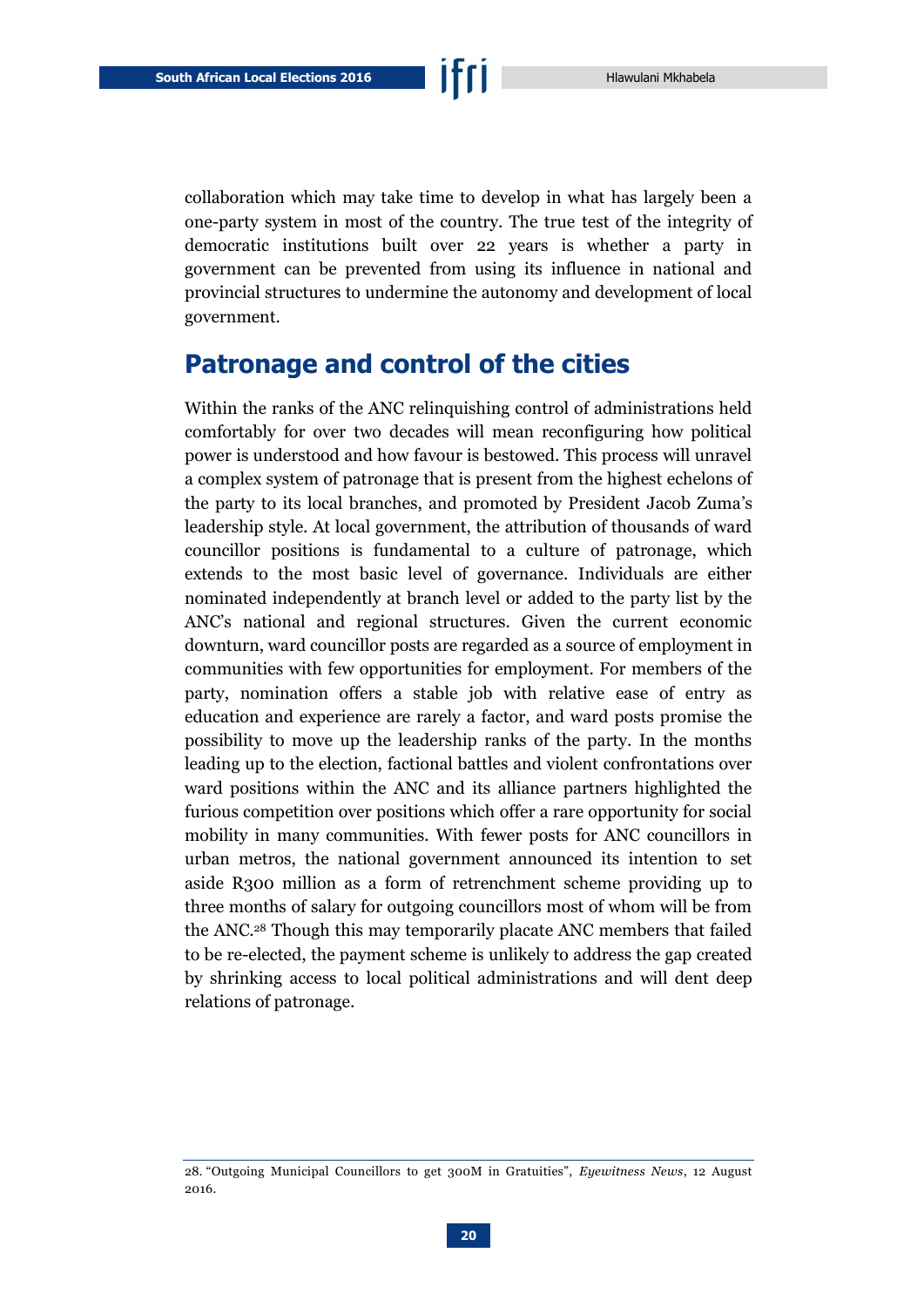collaboration which may take time to develop in what has largely been a one-party system in most of the country. The true test of the integrity of democratic institutions built over 22 years is whether a party in government can be prevented from using its influence in national and provincial structures to undermine the autonomy and development of local government.

## Patronage and control of the cities

Within the ranks of the ANC relinquishing control of administrations held comfortably for over two decades will mean reconfiguring how political power is understood and how favour is bestowed. This process will unravel a complex system of patronage that is present from the highest echelons of the party to its local branches, and promoted by President Jacob Zuma's leadership style. At local government, the attribution of thousands of ward councillor positions is fundamental to a culture of patronage, which extends to the most basic level of governance. Individuals are either nominated independently at branch level or added to the party list by the ANC's national and regional structures. Given the current economic downturn, ward councillor posts are regarded as a source of employment in communities with few opportunities for employment. For members of the party, nomination offers a stable job with relative ease of entry as education and experience are rarely a factor, and ward posts promise the possibility to move up the leadership ranks of the party. In the months leading up to the election, factional battles and violent confrontations over ward positions within the ANC and its alliance partners highlighted the furious competition over positions which offer a rare opportunity for social mobility in many communities. With fewer posts for ANC councillors in urban metros, the national government announced its intention to set aside R300 million as a form of retrenchment scheme providing up to three months of salary for outgoing councillors most of whom will be from the ANC.[28] Though this may temporarily placate ANC members that failed to be re-elected, the payment scheme is unlikely to address the gap created by shrinking access to local political administrations and will dent deep relations of patronage.

28. "Outgoing Municipal Councillors to get 300M in Gratuities", *Eyewitness News*, 12 August 2016.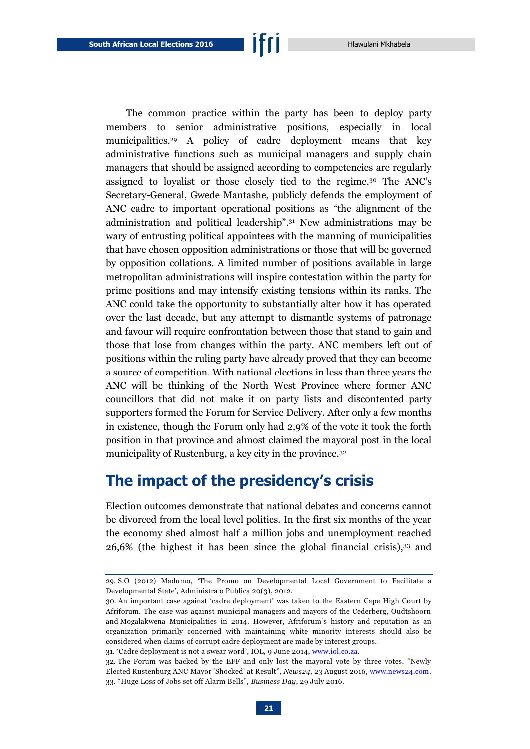The common practice within the party has been to deploy party members to senior administrative positions, especially in local municipalities.[29] A policy of cadre deployment means that key administrative functions such as municipal managers and supply chain managers that should be assigned according to competencies are regularly assigned to loyalist or those closely tied to the regime.[30] The ANC's Secretary-General, Gwede Mantashe, publicly defends the employment of ANC cadre to important operational positions as "the alignment of the administration and political leadership".[31] New administrations may be wary of entrusting political appointees with the manning of municipalities that have chosen opposition administrations or those that will be governed by opposition collations. A limited number of positions available in large metropolitan administrations will inspire contestation within the party for prime positions and may intensify existing tensions within its ranks. The ANC could take the opportunity to substantially alter how it has operated over the last decade, but any attempt to dismantle systems of patronage and favour will require confrontation between those that stand to gain and those that lose from changes within the party. ANC members left out of positions within the ruling party have already proved that they can become a source of competition. With national elections in less than three years the ANC will be thinking of the North West Province where former ANC councillors that did not make it on party lists and discontented party supporters formed the Forum for Service Delivery. After only a few months in existence, though the Forum only had 2,9% of the vote it took the forth position in that province and almost claimed the mayoral post in the local municipality of Rustenburg, a key city in the province.[32]

## The impact of the presidency's crisis

Election outcomes demonstrate that national debates and concerns cannot be divorced from the local level politics. In the first six months of the year the economy shed almost half a million jobs and unemployment reached 26,6% (the highest it has been since the global financial crisis),[33] and

---

29. S.O (2012) Madumo, 'The Promo on Developmental Local Government to Facilitate a Developmental State', Administra o Publica 20(3), 2012.

30. An important case against 'cadre deployment' was taken to the Eastern Cape High Court by Afriforum. The case was against municipal managers and mayors of the Cederberg, Oudtshoorn and Mogalakwena Municipalities in 2014. However, Afriforum's history and reputation as an organization primarily concerned with maintaining white minority interests should also be considered when claims of corrupt cadre deployment are made by interest groups.

31. 'Cadre deployment is not a swear word', IOL, 9 June 2014, www.iol.co.za.

32. The Forum was backed by the EFF and only lost the mayoral vote by three votes. "Newly Elected Rustenburg ANC Mayor 'Shocked' at Result", *News24*, 23 August 2016, www.news24.com.

33. "Huge Loss of Jobs set off Alarm Bells", *Business Day*, 29 July 2016.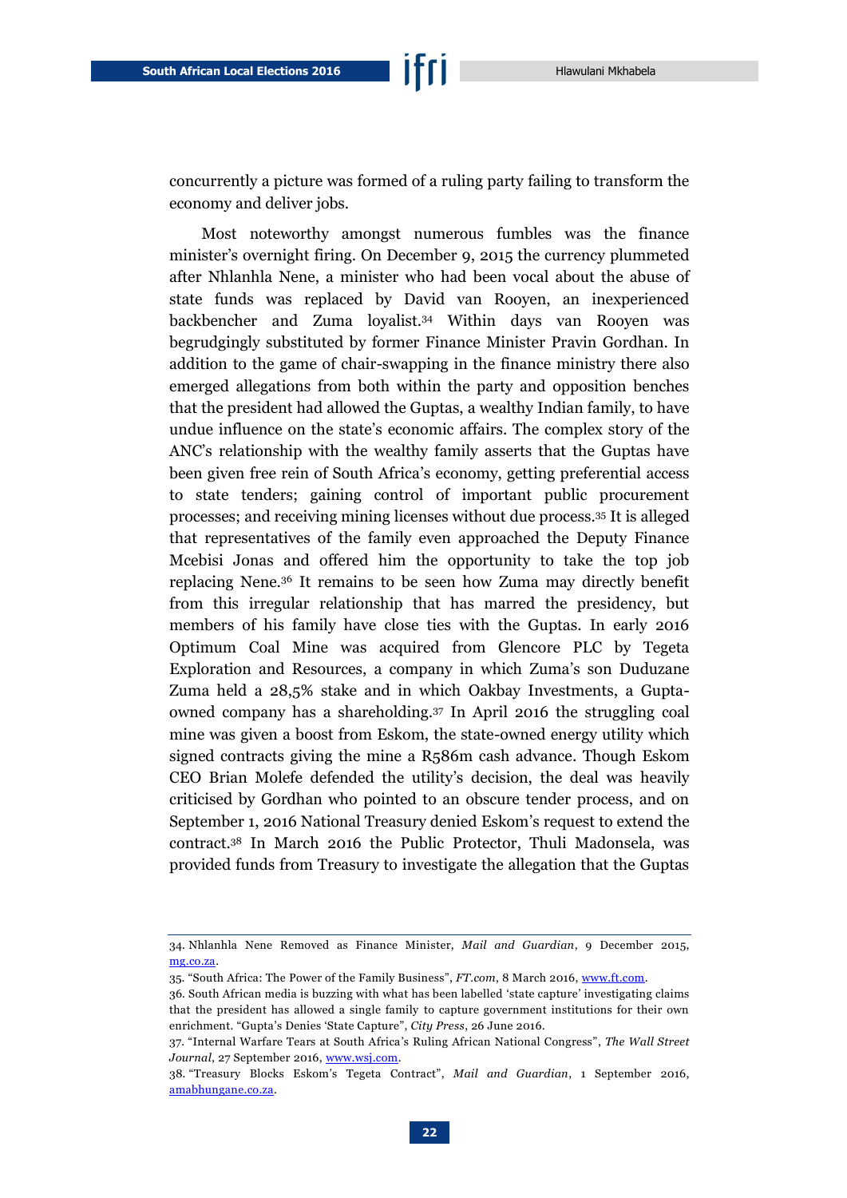concurrently a picture was formed of a ruling party failing to transform the economy and deliver jobs.

Most noteworthy amongst numerous fumbles was the finance minister's overnight firing. On December 9, 2015 the currency plummeted after Nhlanhla Nene, a minister who had been vocal about the abuse of state funds was replaced by David van Rooyen, an inexperienced backbencher and Zuma loyalist.[34] Within days van Rooyen was begrudgingly substituted by former Finance Minister Pravin Gordhan. In addition to the game of chair-swapping in the finance ministry there also emerged allegations from both within the party and opposition benches that the president had allowed the Guptas, a wealthy Indian family, to have undue influence on the state's economic affairs. The complex story of the ANC's relationship with the wealthy family asserts that the Guptas have been given free rein of South Africa's economy, getting preferential access to state tenders; gaining control of important public procurement processes; and receiving mining licenses without due process.[35] It is alleged that representatives of the family even approached the Deputy Finance Mcebisi Jonas and offered him the opportunity to take the top job replacing Nene.[36] It remains to be seen how Zuma may directly benefit from this irregular relationship that has marred the presidency, but members of his family have close ties with the Guptas. In early 2016 Optimum Coal Mine was acquired from Glencore PLC by Tegeta Exploration and Resources, a company in which Zuma's son Duduzane Zuma held a 28,5% stake and in which Oakbay Investments, a Gupta-owned company has a shareholding.[37] In April 2016 the struggling coal mine was given a boost from Eskom, the state-owned energy utility which signed contracts giving the mine a R586m cash advance. Though Eskom CEO Brian Molefe defended the utility's decision, the deal was heavily criticised by Gordhan who pointed to an obscure tender process, and on September 1, 2016 National Treasury denied Eskom's request to extend the contract.[38] In March 2016 the Public Protector, Thuli Madonsela, was provided funds from Treasury to investigate the allegation that the Guptas

---

34. Nhlanhla Nene Removed as Finance Minister, *Mail and Guardian*, 9 December 2015, mg.co.za.

35. "South Africa: The Power of the Family Business", *FT.com*, 8 March 2016, www.ft.com.

36. South African media is buzzing with what has been labelled 'state capture' investigating claims that the president has allowed a single family to capture government institutions for their own enrichment. "Gupta's Denies 'State Capture'", *City Press*, 26 June 2016.

37. "Internal Warfare Tears at South Africa's Ruling African National Congress", *The Wall Street Journal*, 27 September 2016, www.wsj.com.

38. "Treasury Blocks Eskom's Tegeta Contract", *Mail and Guardian*, 1 September 2016, amabhungane.co.za.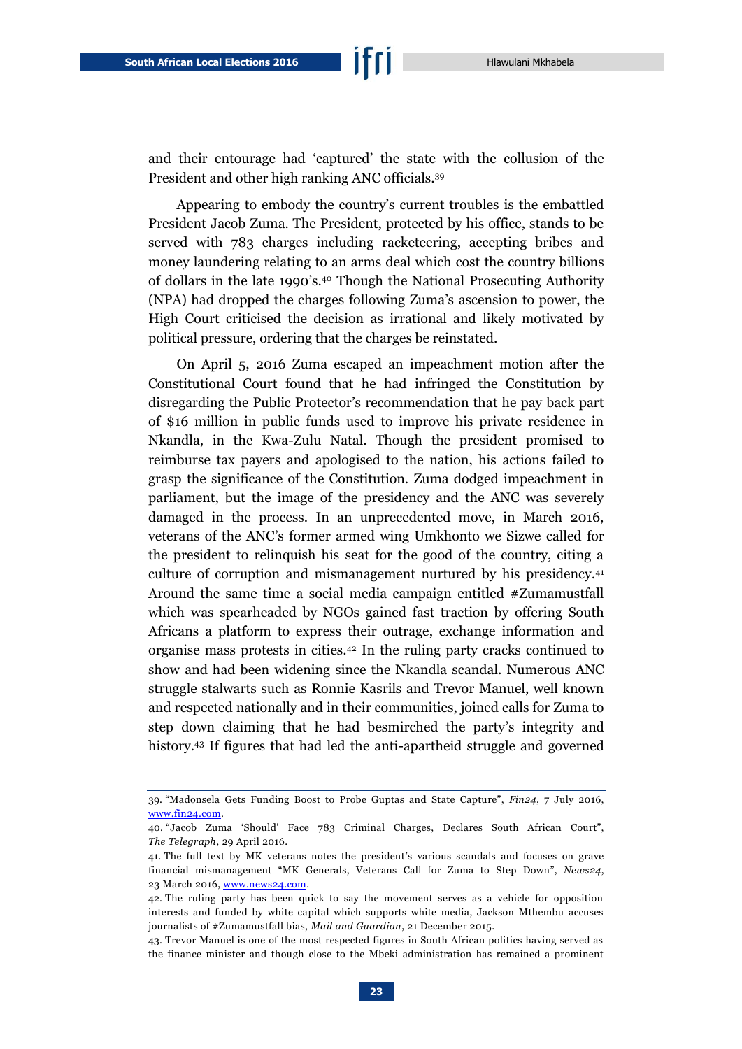and their entourage had 'captured' the state with the collusion of the President and other high ranking ANC officials.[39]

Appearing to embody the country's current troubles is the embattled President Jacob Zuma. The President, protected by his office, stands to be served with 783 charges including racketeering, accepting bribes and money laundering relating to an arms deal which cost the country billions of dollars in the late 1990's.[40] Though the National Prosecuting Authority (NPA) had dropped the charges following Zuma's ascension to power, the High Court criticised the decision as irrational and likely motivated by political pressure, ordering that the charges be reinstated.

On April 5, 2016 Zuma escaped an impeachment motion after the Constitutional Court found that he had infringed the Constitution by disregarding the Public Protector's recommendation that he pay back part of $16 million in public funds used to improve his private residence in Nkandla, in the Kwa-Zulu Natal. Though the president promised to reimburse tax payers and apologised to the nation, his actions failed to grasp the significance of the Constitution. Zuma dodged impeachment in parliament, but the image of the presidency and the ANC was severely damaged in the process. In an unprecedented move, in March 2016, veterans of the ANC's former armed wing Umkhonto we Sizwe called for the president to relinquish his seat for the good of the country, citing a culture of corruption and mismanagement nurtured by his presidency.[41] Around the same time a social media campaign entitled #Zumamustfall which was spearheaded by NGOs gained fast traction by offering South Africans a platform to express their outrage, exchange information and organise mass protests in cities.[42] In the ruling party cracks continued to show and had been widening since the Nkandla scandal. Numerous ANC struggle stalwarts such as Ronnie Kasrils and Trevor Manuel, well known and respected nationally and in their communities, joined calls for Zuma to step down claiming that he had besmirched the party's integrity and history.[43] If figures that had led the anti-apartheid struggle and governed

---

39. "Madonsela Gets Funding Boost to Probe Guptas and State Capture", *Fin24*, 7 July 2016, www.fin24.com.

40. "Jacob Zuma 'Should' Face 783 Criminal Charges, Declares South African Court", *The Telegraph*, 29 April 2016.

41. The full text by MK veterans notes the president's various scandals and focuses on grave financial mismanagement "MK Generals, Veterans Call for Zuma to Step Down", *News24*, 23 March 2016, www.news24.com.

42. The ruling party has been quick to say the movement serves as a vehicle for opposition interests and funded by white capital which supports white media, Jackson Mthembu accuses journalists of #Zumamustfall bias, *Mail and Guardian*, 21 December 2015.

43. Trevor Manuel is one of the most respected figures in South African politics having served as the finance minister and though close to the Mbeki administration has remained a prominent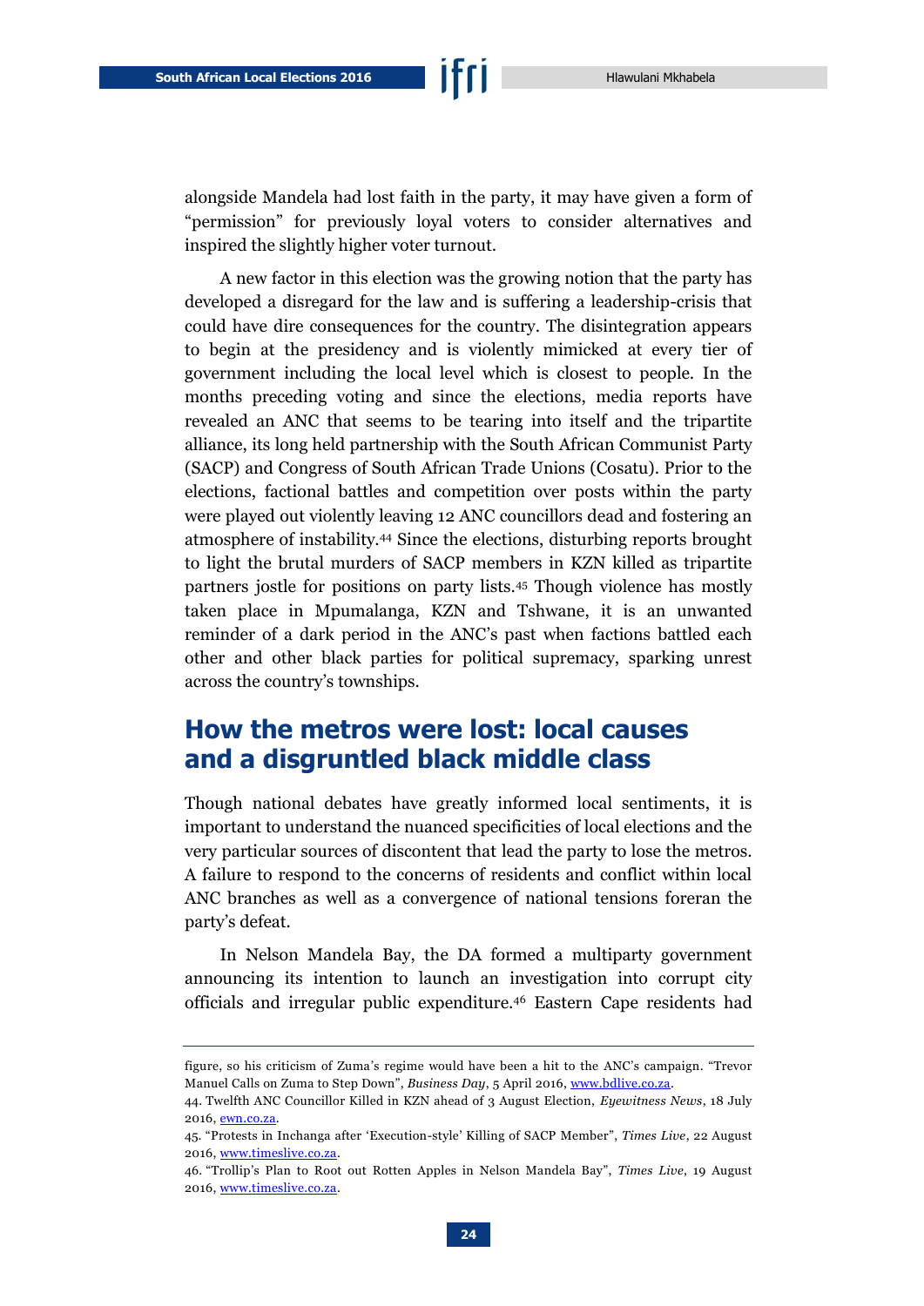alongside Mandela had lost faith in the party, it may have given a form of "permission" for previously loyal voters to consider alternatives and inspired the slightly higher voter turnout.

A new factor in this election was the growing notion that the party has developed a disregard for the law and is suffering a leadership-crisis that could have dire consequences for the country. The disintegration appears to begin at the presidency and is violently mimicked at every tier of government including the local level which is closest to people. In the months preceding voting and since the elections, media reports have revealed an ANC that seems to be tearing into itself and the tripartite alliance, its long held partnership with the South African Communist Party (SACP) and Congress of South African Trade Unions (Cosatu). Prior to the elections, factional battles and competition over posts within the party were played out violently leaving 12 ANC councillors dead and fostering an atmosphere of instability.[44] Since the elections, disturbing reports brought to light the brutal murders of SACP members in KZN killed as tripartite partners jostle for positions on party lists.[45] Though violence has mostly taken place in Mpumalanga, KZN and Tshwane, it is an unwanted reminder of a dark period in the ANC's past when factions battled each other and other black parties for political supremacy, sparking unrest across the country's townships.

## How the metros were lost: local causes and a disgruntled black middle class

Though national debates have greatly informed local sentiments, it is important to understand the nuanced specificities of local elections and the very particular sources of discontent that lead the party to lose the metros. A failure to respond to the concerns of residents and conflict within local ANC branches as well as a convergence of national tensions foreran the party's defeat.

In Nelson Mandela Bay, the DA formed a multiparty government announcing its intention to launch an investigation into corrupt city officials and irregular public expenditure.[46] Eastern Cape residents had

---

figure, so his criticism of Zuma's regime would have been a hit to the ANC's campaign. "Trevor Manuel Calls on Zuma to Step Down", *Business Day*, 5 April 2016, www.bdlive.co.za.

44. Twelfth ANC Councillor Killed in KZN ahead of 3 August Election, *Eyewitness News*, 18 July 2016, ewn.co.za.

45. "Protests in Inchanga after 'Execution-style' Killing of SACP Member", *Times Live*, 22 August 2016, www.timeslive.co.za.

46. "Trollip's Plan to Root out Rotten Apples in Nelson Mandela Bay", *Times Live*, 19 August 2016, www.timeslive.co.za.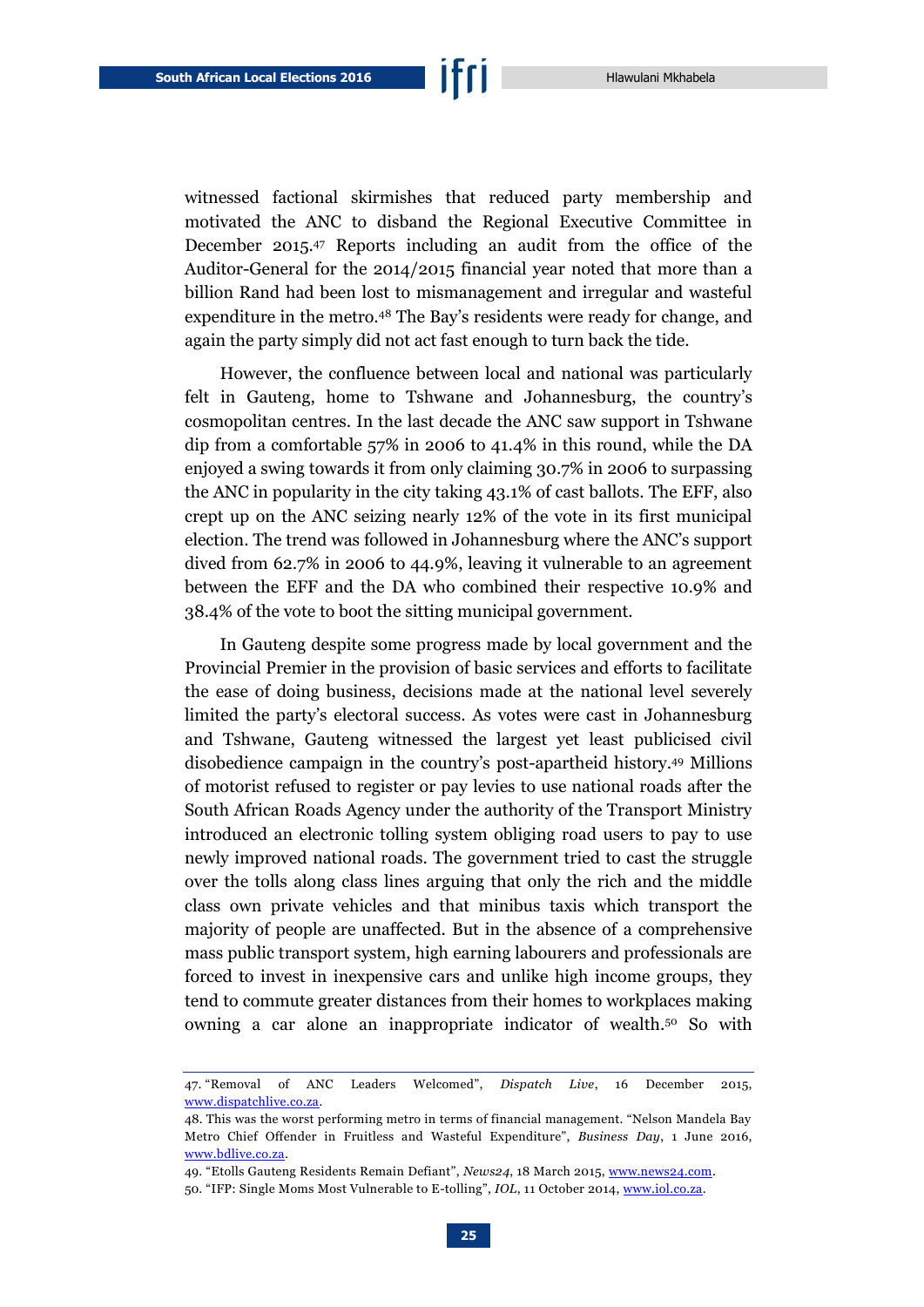witnessed factional skirmishes that reduced party membership and motivated the ANC to disband the Regional Executive Committee in December 2015.[47] Reports including an audit from the office of the Auditor-General for the 2014/2015 financial year noted that more than a billion Rand had been lost to mismanagement and irregular and wasteful expenditure in the metro.[48] The Bay's residents were ready for change, and again the party simply did not act fast enough to turn back the tide.

However, the confluence between local and national was particularly felt in Gauteng, home to Tshwane and Johannesburg, the country's cosmopolitan centres. In the last decade the ANC saw support in Tshwane dip from a comfortable 57% in 2006 to 41.4% in this round, while the DA enjoyed a swing towards it from only claiming 30.7% in 2006 to surpassing the ANC in popularity in the city taking 43.1% of cast ballots. The EFF, also crept up on the ANC seizing nearly 12% of the vote in its first municipal election. The trend was followed in Johannesburg where the ANC's support dived from 62.7% in 2006 to 44.9%, leaving it vulnerable to an agreement between the EFF and the DA who combined their respective 10.9% and 38.4% of the vote to boot the sitting municipal government.

In Gauteng despite some progress made by local government and the Provincial Premier in the provision of basic services and efforts to facilitate the ease of doing business, decisions made at the national level severely limited the party's electoral success. As votes were cast in Johannesburg and Tshwane, Gauteng witnessed the largest yet least publicised civil disobedience campaign in the country's post-apartheid history.[49] Millions of motorist refused to register or pay levies to use national roads after the South African Roads Agency under the authority of the Transport Ministry introduced an electronic tolling system obliging road users to pay to use newly improved national roads. The government tried to cast the struggle over the tolls along class lines arguing that only the rich and the middle class own private vehicles and that minibus taxis which transport the majority of people are unaffected. But in the absence of a comprehensive mass public transport system, high earning labourers and professionals are forced to invest in inexpensive cars and unlike high income groups, they tend to commute greater distances from their homes to workplaces making owning a car alone an inappropriate indicator of wealth.[50] So with

47. "Removal of ANC Leaders Welcomed", *Dispatch Live*, 16 December 2015, www.dispatchlive.co.za.

48. This was the worst performing metro in terms of financial management. "Nelson Mandela Bay Metro Chief Offender in Fruitless and Wasteful Expenditure", *Business Day*, 1 June 2016, www.bdlive.co.za.

49. "Etolls Gauteng Residents Remain Defiant", *News24*, 18 March 2015, www.news24.com.

50. "IFP: Single Moms Most Vulnerable to E-tolling", *IOL*, 11 October 2014, www.iol.co.za.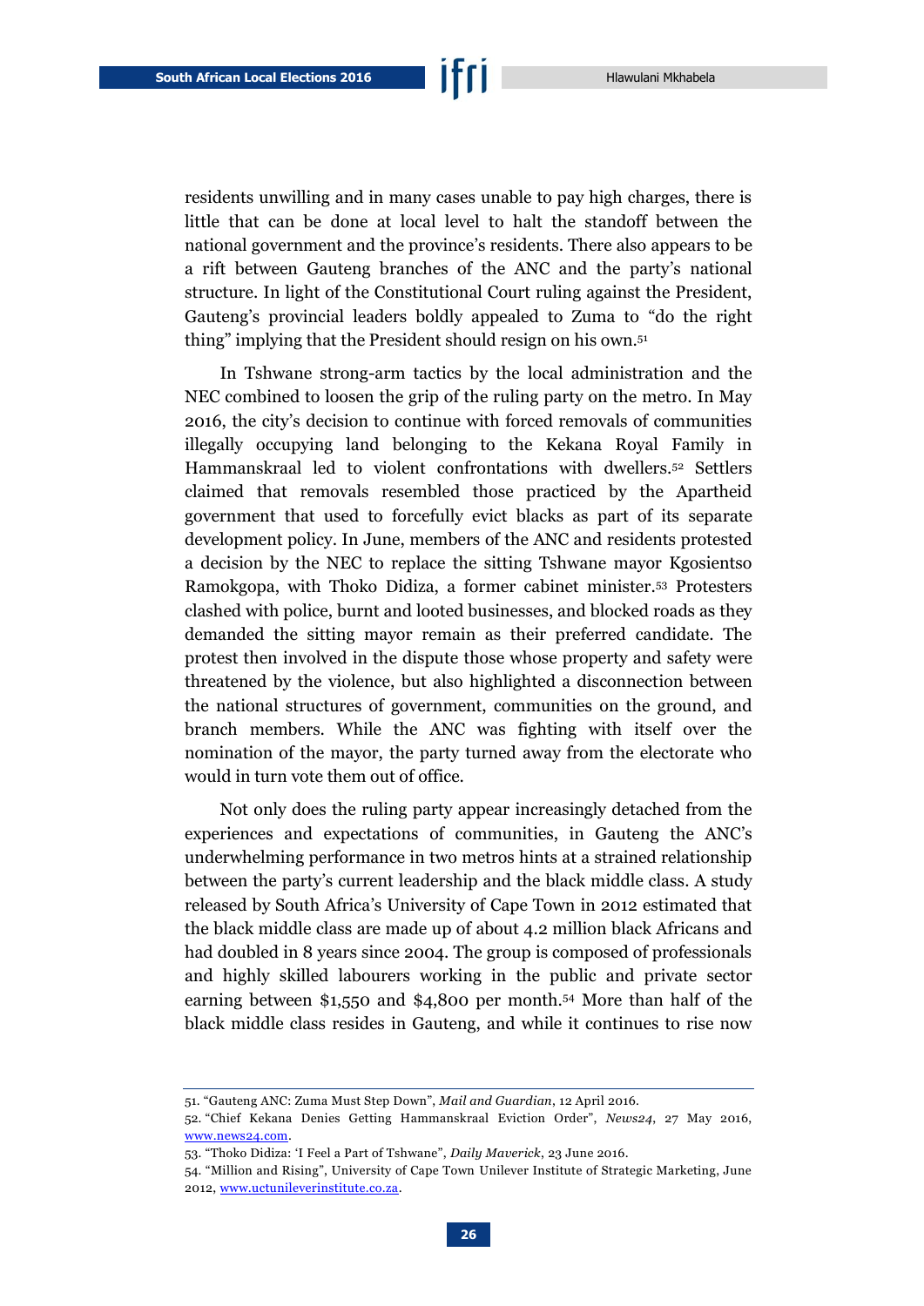residents unwilling and in many cases unable to pay high charges, there is little that can be done at local level to halt the standoff between the national government and the province's residents. There also appears to be a rift between Gauteng branches of the ANC and the party's national structure. In light of the Constitutional Court ruling against the President, Gauteng's provincial leaders boldly appealed to Zuma to "do the right thing" implying that the President should resign on his own.[51]

In Tshwane strong-arm tactics by the local administration and the NEC combined to loosen the grip of the ruling party on the metro. In May 2016, the city's decision to continue with forced removals of communities illegally occupying land belonging to the Kekana Royal Family in Hammanskraal led to violent confrontations with dwellers.[52] Settlers claimed that removals resembled those practiced by the Apartheid government that used to forcefully evict blacks as part of its separate development policy. In June, members of the ANC and residents protested a decision by the NEC to replace the sitting Tshwane mayor Kgosientso Ramokgopa, with Thoko Didiza, a former cabinet minister.[53] Protesters clashed with police, burnt and looted businesses, and blocked roads as they demanded the sitting mayor remain as their preferred candidate. The protest then involved in the dispute those whose property and safety were threatened by the violence, but also highlighted a disconnection between the national structures of government, communities on the ground, and branch members. While the ANC was fighting with itself over the nomination of the mayor, the party turned away from the electorate who would in turn vote them out of office.

Not only does the ruling party appear increasingly detached from the experiences and expectations of communities, in Gauteng the ANC's underwhelming performance in two metros hints at a strained relationship between the party's current leadership and the black middle class. A study released by South Africa's University of Cape Town in 2012 estimated that the black middle class are made up of about 4.2 million black Africans and had doubled in 8 years since 2004. The group is composed of professionals and highly skilled labourers working in the public and private sector earning between $1,550 and $4,800 per month.[54] More than half of the black middle class resides in Gauteng, and while it continues to rise now

---

51. "Gauteng ANC: Zuma Must Step Down", *Mail and Guardian*, 12 April 2016.
52. "Chief Kekana Denies Getting Hammanskraal Eviction Order", *News24*, 27 May 2016, www.news24.com.
53. "Thoko Didiza: 'I Feel a Part of Tshwane", *Daily Maverick*, 23 June 2016.
54. "Million and Rising", University of Cape Town Unilever Institute of Strategic Marketing, June 2012, www.uctunileverinstitute.co.za.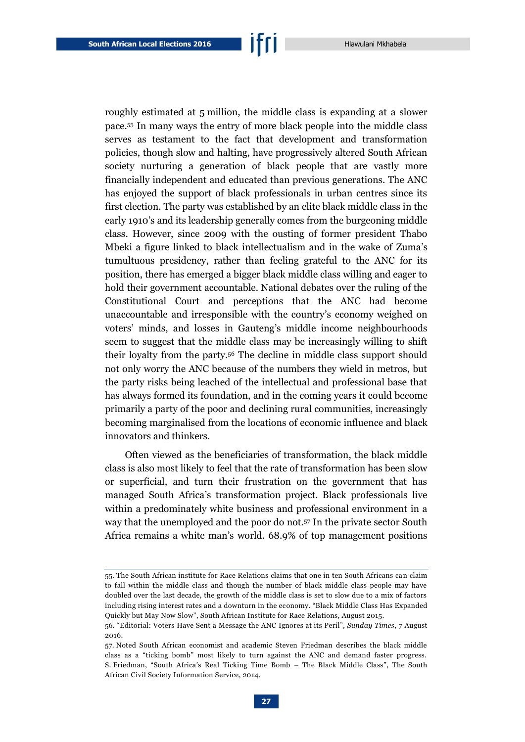roughly estimated at 5 million, the middle class is expanding at a slower pace.[55] In many ways the entry of more black people into the middle class serves as testament to the fact that development and transformation policies, though slow and halting, have progressively altered South African society nurturing a generation of black people that are vastly more financially independent and educated than previous generations. The ANC has enjoyed the support of black professionals in urban centres since its first election. The party was established by an elite black middle class in the early 1910's and its leadership generally comes from the burgeoning middle class. However, since 2009 with the ousting of former president Thabo Mbeki a figure linked to black intellectualism and in the wake of Zuma's tumultuous presidency, rather than feeling grateful to the ANC for its position, there has emerged a bigger black middle class willing and eager to hold their government accountable. National debates over the ruling of the Constitutional Court and perceptions that the ANC had become unaccountable and irresponsible with the country's economy weighed on voters' minds, and losses in Gauteng's middle income neighbourhoods seem to suggest that the middle class may be increasingly willing to shift their loyalty from the party.[56] The decline in middle class support should not only worry the ANC because of the numbers they wield in metros, but the party risks being leached of the intellectual and professional base that has always formed its foundation, and in the coming years it could become primarily a party of the poor and declining rural communities, increasingly becoming marginalised from the locations of economic influence and black innovators and thinkers.

Often viewed as the beneficiaries of transformation, the black middle class is also most likely to feel that the rate of transformation has been slow or superficial, and turn their frustration on the government that has managed South Africa's transformation project. Black professionals live within a predominately white business and professional environment in a way that the unemployed and the poor do not.[57] In the private sector South Africa remains a white man's world. 68.9% of top management positions

---

55. The South African institute for Race Relations claims that one in ten South Africans can claim to fall within the middle class and though the number of black middle class people may have doubled over the last decade, the growth of the middle class is set to slow due to a mix of factors including rising interest rates and a downturn in the economy. "Black Middle Class Has Expanded Quickly but May Now Slow", South African Institute for Race Relations, August 2015.

56. "Editorial: Voters Have Sent a Message the ANC Ignores at its Peril", *Sunday Times*, 7 August 2016.

57. Noted South African economist and academic Steven Friedman describes the black middle class as a "ticking bomb" most likely to turn against the ANC and demand faster progress. S. Friedman, "South Africa's Real Ticking Time Bomb – The Black Middle Class", The South African Civil Society Information Service, 2014.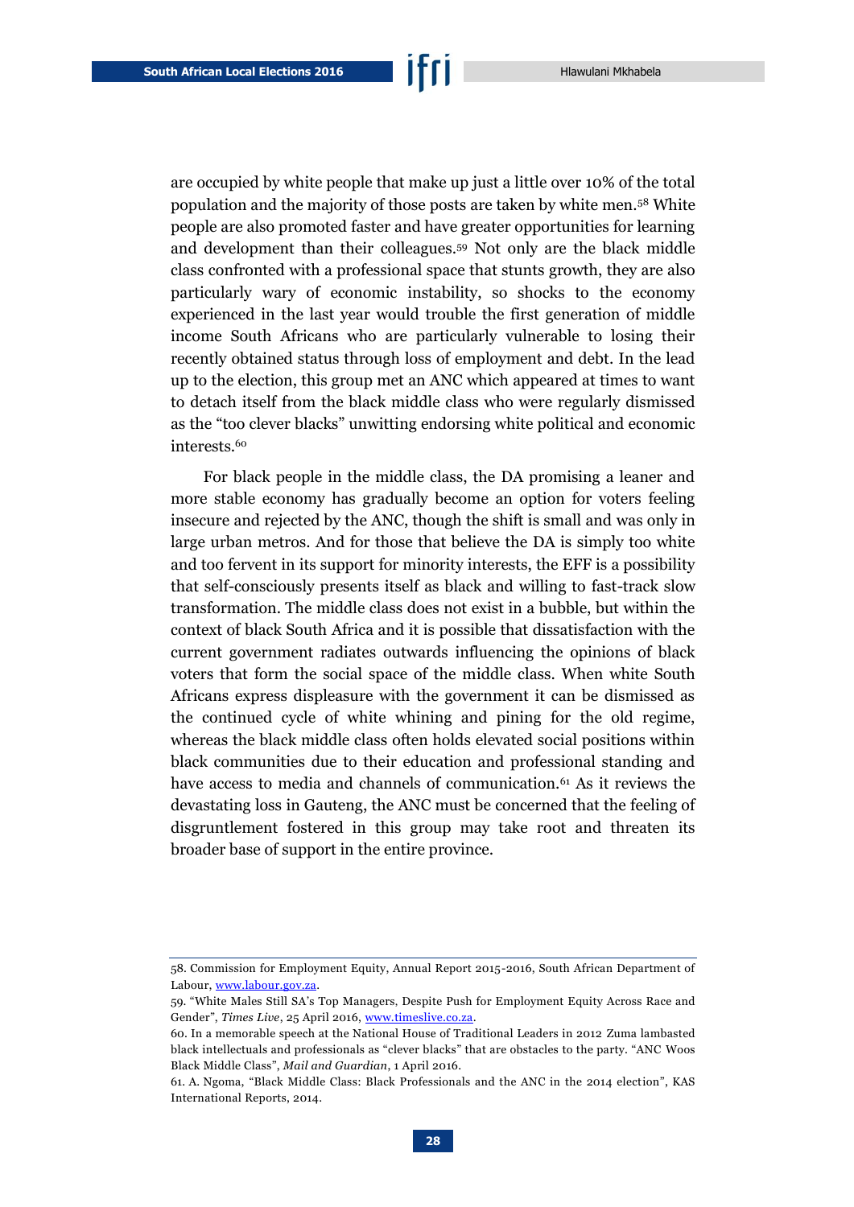are occupied by white people that make up just a little over 10% of the total population and the majority of those posts are taken by white men.[58] White people are also promoted faster and have greater opportunities for learning and development than their colleagues.[59] Not only are the black middle class confronted with a professional space that stunts growth, they are also particularly wary of economic instability, so shocks to the economy experienced in the last year would trouble the first generation of middle income South Africans who are particularly vulnerable to losing their recently obtained status through loss of employment and debt. In the lead up to the election, this group met an ANC which appeared at times to want to detach itself from the black middle class who were regularly dismissed as the "too clever blacks" unwitting endorsing white political and economic interests.[60]

For black people in the middle class, the DA promising a leaner and more stable economy has gradually become an option for voters feeling insecure and rejected by the ANC, though the shift is small and was only in large urban metros. And for those that believe the DA is simply too white and too fervent in its support for minority interests, the EFF is a possibility that self-consciously presents itself as black and willing to fast-track slow transformation. The middle class does not exist in a bubble, but within the context of black South Africa and it is possible that dissatisfaction with the current government radiates outwards influencing the opinions of black voters that form the social space of the middle class. When white South Africans express displeasure with the government it can be dismissed as the continued cycle of white whining and pining for the old regime, whereas the black middle class often holds elevated social positions within black communities due to their education and professional standing and have access to media and channels of communication.[61] As it reviews the devastating loss in Gauteng, the ANC must be concerned that the feeling of disgruntlement fostered in this group may take root and threaten its broader base of support in the entire province.

---

58. Commission for Employment Equity, Annual Report 2015-2016, South African Department of Labour, www.labour.gov.za.

59. "White Males Still SA's Top Managers, Despite Push for Employment Equity Across Race and Gender", *Times Live*, 25 April 2016, www.timeslive.co.za.

60. In a memorable speech at the National House of Traditional Leaders in 2012 Zuma lambasted black intellectuals and professionals as "clever blacks" that are obstacles to the party. "ANC Woos Black Middle Class", *Mail and Guardian*, 1 April 2016.

61. A. Ngoma, "Black Middle Class: Black Professionals and the ANC in the 2014 election", KAS International Reports, 2014.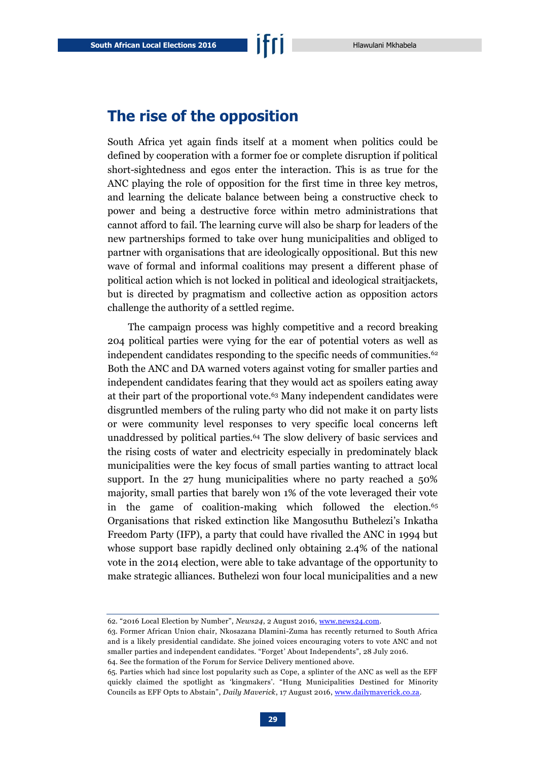## The rise of the opposition

South Africa yet again finds itself at a moment when politics could be defined by cooperation with a former foe or complete disruption if political short-sightedness and egos enter the interaction. This is as true for the ANC playing the role of opposition for the first time in three key metros, and learning the delicate balance between being a constructive check to power and being a destructive force within metro administrations that cannot afford to fail. The learning curve will also be sharp for leaders of the new partnerships formed to take over hung municipalities and obliged to partner with organisations that are ideologically oppositional. But this new wave of formal and informal coalitions may present a different phase of political action which is not locked in political and ideological straitjackets, but is directed by pragmatism and collective action as opposition actors challenge the authority of a settled regime.

The campaign process was highly competitive and a record breaking 204 political parties were vying for the ear of potential voters as well as independent candidates responding to the specific needs of communities.[62] Both the ANC and DA warned voters against voting for smaller parties and independent candidates fearing that they would act as spoilers eating away at their part of the proportional vote.[63] Many independent candidates were disgruntled members of the ruling party who did not make it on party lists or were community level responses to very specific local concerns left unaddressed by political parties.[64] The slow delivery of basic services and the rising costs of water and electricity especially in predominately black municipalities were the key focus of small parties wanting to attract local support. In the 27 hung municipalities where no party reached a 50% majority, small parties that barely won 1% of the vote leveraged their vote in the game of coalition-making which followed the election.[65] Organisations that risked extinction like Mangosuthu Buthelezi's Inkatha Freedom Party (IFP), a party that could have rivalled the ANC in 1994 but whose support base rapidly declined only obtaining 2.4% of the national vote in the 2014 election, were able to take advantage of the opportunity to make strategic alliances. Buthelezi won four local municipalities and a new

---

62. "2016 Local Election by Number", *News24*, 2 August 2016, www.news24.com.

63. Former African Union chair, Nkosazana Dlamini-Zuma has recently returned to South Africa and is a likely presidential candidate. She joined voices encouraging voters to vote ANC and not smaller parties and independent candidates. "Forget' About Independents", 28 July 2016.

64. See the formation of the Forum for Service Delivery mentioned above.

65. Parties which had since lost popularity such as Cope, a splinter of the ANC as well as the EFF quickly claimed the spotlight as 'kingmakers'. "Hung Municipalities Destined for Minority Councils as EFF Opts to Abstain", *Daily Maverick*, 17 August 2016, www.dailymaverick.co.za.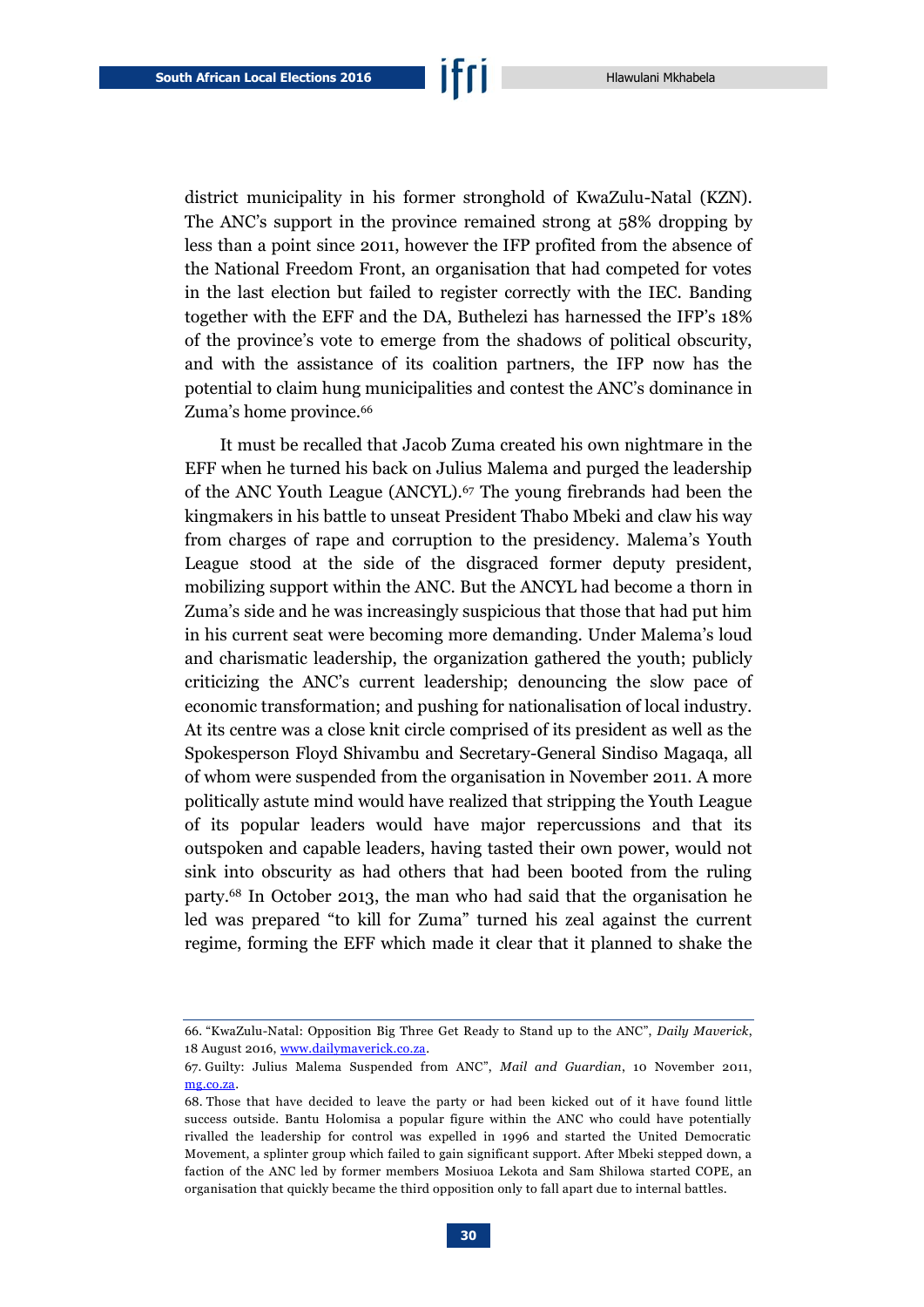district municipality in his former stronghold of KwaZulu-Natal (KZN). The ANC's support in the province remained strong at 58% dropping by less than a point since 2011, however the IFP profited from the absence of the National Freedom Front, an organisation that had competed for votes in the last election but failed to register correctly with the IEC. Banding together with the EFF and the DA, Buthelezi has harnessed the IFP's 18% of the province's vote to emerge from the shadows of political obscurity, and with the assistance of its coalition partners, the IFP now has the potential to claim hung municipalities and contest the ANC's dominance in Zuma's home province.[66]

It must be recalled that Jacob Zuma created his own nightmare in the EFF when he turned his back on Julius Malema and purged the leadership of the ANC Youth League (ANCYL).[67] The young firebrands had been the kingmakers in his battle to unseat President Thabo Mbeki and claw his way from charges of rape and corruption to the presidency. Malema's Youth League stood at the side of the disgraced former deputy president, mobilizing support within the ANC. But the ANCYL had become a thorn in Zuma's side and he was increasingly suspicious that those that had put him in his current seat were becoming more demanding. Under Malema's loud and charismatic leadership, the organization gathered the youth; publicly criticizing the ANC's current leadership; denouncing the slow pace of economic transformation; and pushing for nationalisation of local industry. At its centre was a close knit circle comprised of its president as well as the Spokesperson Floyd Shivambu and Secretary-General Sindiso Magaqa, all of whom were suspended from the organisation in November 2011. A more politically astute mind would have realized that stripping the Youth League of its popular leaders would have major repercussions and that its outspoken and capable leaders, having tasted their own power, would not sink into obscurity as had others that had been booted from the ruling party.[68] In October 2013, the man who had said that the organisation he led was prepared "to kill for Zuma" turned his zeal against the current regime, forming the EFF which made it clear that it planned to shake the

---

66. "KwaZulu-Natal: Opposition Big Three Get Ready to Stand up to the ANC", *Daily Maverick*, 18 August 2016, [www.dailymaverick.co.za](http://www.dailymaverick.co.za).

67. Guilty: Julius Malema Suspended from ANC", *Mail and Guardian*, 10 November 2011, [mg.co.za](http://mg.co.za).

68. Those that have decided to leave the party or had been kicked out of it have found little success outside. Bantu Holomisa a popular figure within the ANC who could have potentially rivalled the leadership for control was expelled in 1996 and started the United Democratic Movement, a splinter group which failed to gain significant support. After Mbeki stepped down, a faction of the ANC led by former members Mosiuoa Lekota and Sam Shilowa started COPE, an organisation that quickly became the third opposition only to fall apart due to internal battles.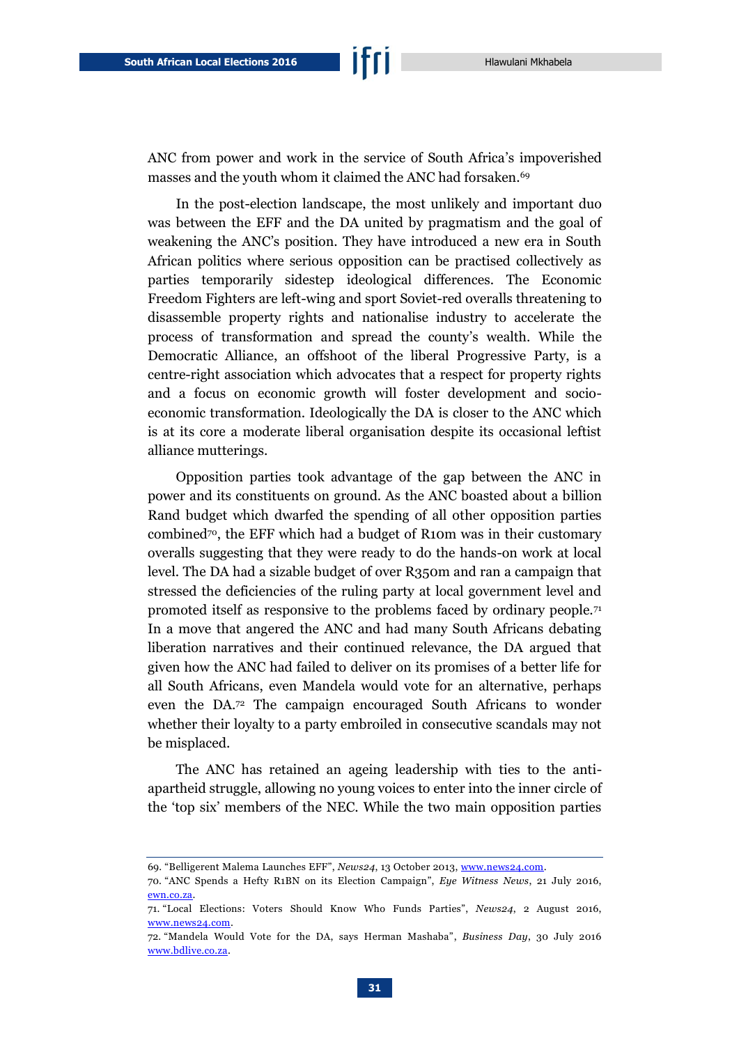ANC from power and work in the service of South Africa's impoverished masses and the youth whom it claimed the ANC had forsaken.[69]

In the post-election landscape, the most unlikely and important duo was between the EFF and the DA united by pragmatism and the goal of weakening the ANC's position. They have introduced a new era in South African politics where serious opposition can be practised collectively as parties temporarily sidestep ideological differences. The Economic Freedom Fighters are left-wing and sport Soviet-red overalls threatening to disassemble property rights and nationalise industry to accelerate the process of transformation and spread the county's wealth. While the Democratic Alliance, an offshoot of the liberal Progressive Party, is a centre-right association which advocates that a respect for property rights and a focus on economic growth will foster development and socio-economic transformation. Ideologically the DA is closer to the ANC which is at its core a moderate liberal organisation despite its occasional leftist alliance mutterings.

Opposition parties took advantage of the gap between the ANC in power and its constituents on ground. As the ANC boasted about a billion Rand budget which dwarfed the spending of all other opposition parties combined[70], the EFF which had a budget of R10m was in their customary overalls suggesting that they were ready to do the hands-on work at local level. The DA had a sizable budget of over R350m and ran a campaign that stressed the deficiencies of the ruling party at local government level and promoted itself as responsive to the problems faced by ordinary people.[71] In a move that angered the ANC and had many South Africans debating liberation narratives and their continued relevance, the DA argued that given how the ANC had failed to deliver on its promises of a better life for all South Africans, even Mandela would vote for an alternative, perhaps even the DA.[72] The campaign encouraged South Africans to wonder whether their loyalty to a party embroiled in consecutive scandals may not be misplaced.

The ANC has retained an ageing leadership with ties to the anti-apartheid struggle, allowing no young voices to enter into the inner circle of the 'top six' members of the NEC. While the two main opposition parties

---

69. "Belligerent Malema Launches EFF", *News24*, 13 October 2013, www.news24.com.

70. "ANC Spends a Hefty R1BN on its Election Campaign", *Eye Witness News*, 21 July 2016, ewn.co.za.

71. "Local Elections: Voters Should Know Who Funds Parties", *News24*, 2 August 2016, www.news24.com.

72. "Mandela Would Vote for the DA, says Herman Mashaba", *Business Day*, 30 July 2016 www.bdlive.co.za.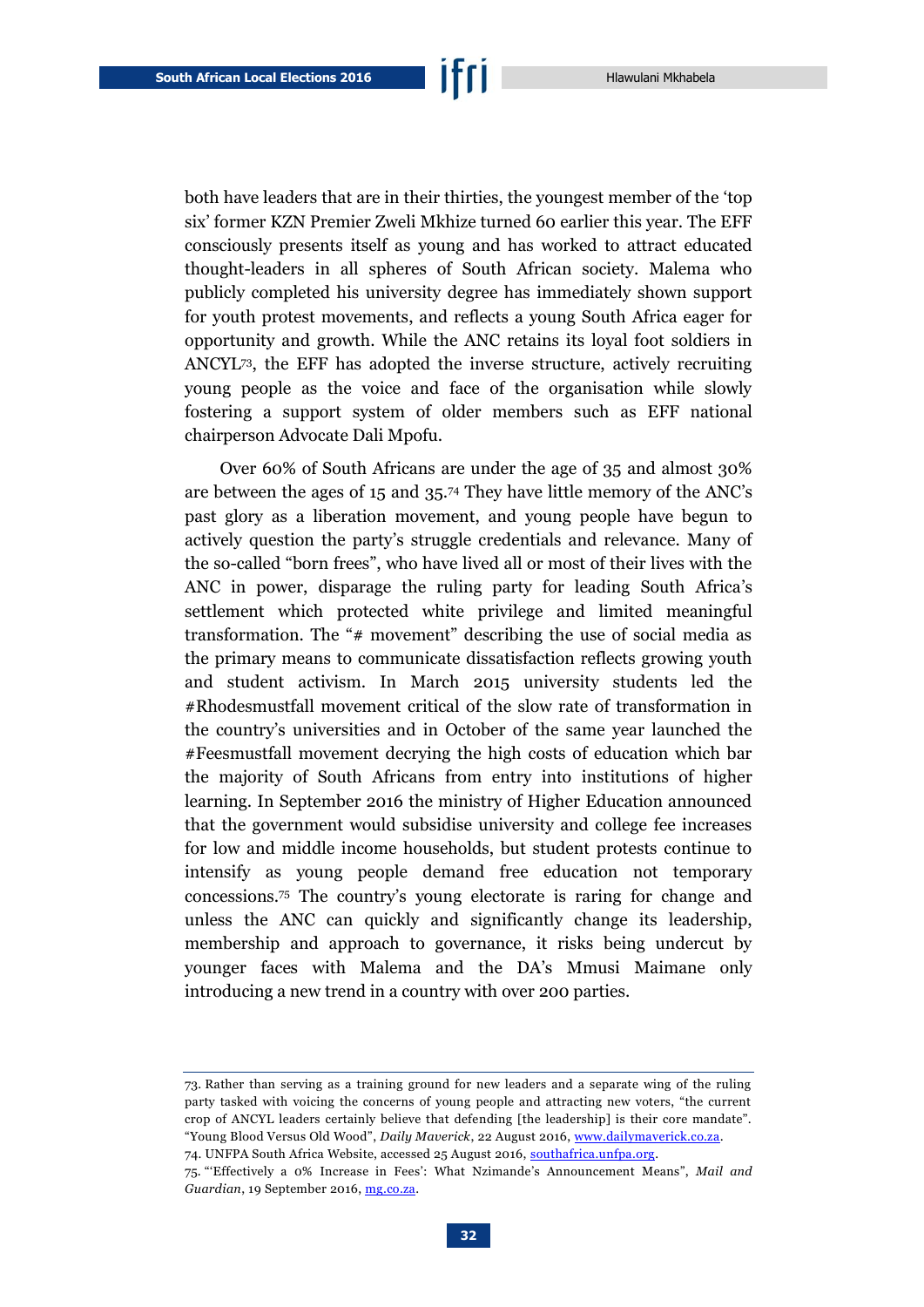both have leaders that are in their thirties, the youngest member of the 'top six' former KZN Premier Zweli Mkhize turned 60 earlier this year. The EFF consciously presents itself as young and has worked to attract educated thought-leaders in all spheres of South African society. Malema who publicly completed his university degree has immediately shown support for youth protest movements, and reflects a young South Africa eager for opportunity and growth. While the ANC retains its loyal foot soldiers in ANCYL[73], the EFF has adopted the inverse structure, actively recruiting young people as the voice and face of the organisation while slowly fostering a support system of older members such as EFF national chairperson Advocate Dali Mpofu.

Over 60% of South Africans are under the age of 35 and almost 30% are between the ages of 15 and 35.[74] They have little memory of the ANC's past glory as a liberation movement, and young people have begun to actively question the party's struggle credentials and relevance. Many of the so-called "born frees", who have lived all or most of their lives with the ANC in power, disparage the ruling party for leading South Africa's settlement which protected white privilege and limited meaningful transformation. The "# movement" describing the use of social media as the primary means to communicate dissatisfaction reflects growing youth and student activism. In March 2015 university students led the #Rhodesmustfall movement critical of the slow rate of transformation in the country's universities and in October of the same year launched the #Feesmustfall movement decrying the high costs of education which bar the majority of South Africans from entry into institutions of higher learning. In September 2016 the ministry of Higher Education announced that the government would subsidise university and college fee increases for low and middle income households, but student protests continue to intensify as young people demand free education not temporary concessions.[75] The country's young electorate is raring for change and unless the ANC can quickly and significantly change its leadership, membership and approach to governance, it risks being undercut by younger faces with Malema and the DA's Mmusi Maimane only introducing a new trend in a country with over 200 parties.

---

73. Rather than serving as a training ground for new leaders and a separate wing of the ruling party tasked with voicing the concerns of young people and attracting new voters, "the current crop of ANCYL leaders certainly believe that defending [the leadership] is their core mandate". "Young Blood Versus Old Wood", *Daily Maverick*, 22 August 2016, www.dailymaverick.co.za.

74. UNFPA South Africa Website, accessed 25 August 2016, southafrica.unfpa.org.

75. "'Effectively a 0% Increase in Fees': What Nzimande's Announcement Means", *Mail and Guardian*, 19 September 2016, mg.co.za.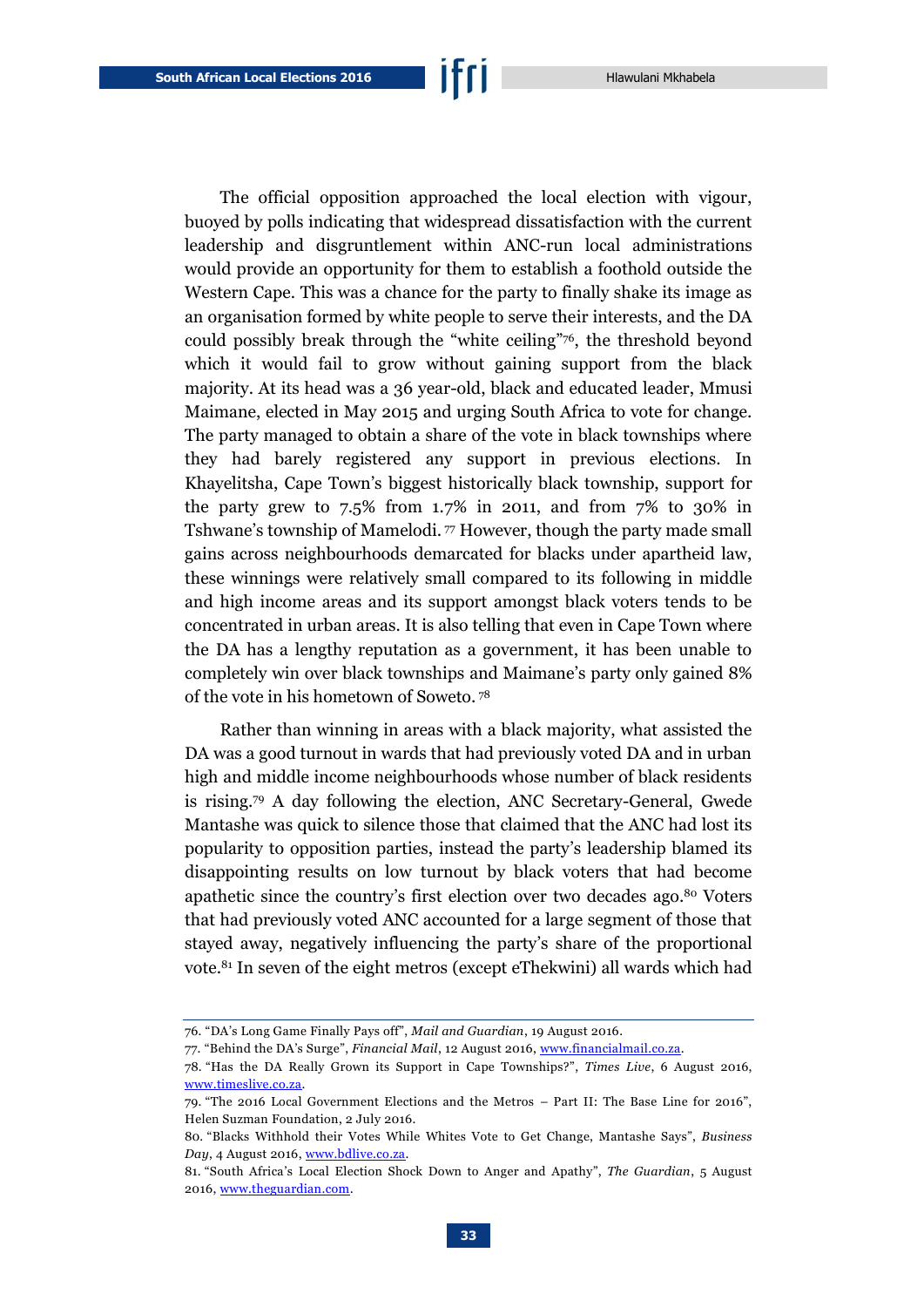The official opposition approached the local election with vigour, buoyed by polls indicating that widespread dissatisfaction with the current leadership and disgruntlement within ANC-run local administrations would provide an opportunity for them to establish a foothold outside the Western Cape. This was a chance for the party to finally shake its image as an organisation formed by white people to serve their interests, and the DA could possibly break through the "white ceiling"[76], the threshold beyond which it would fail to grow without gaining support from the black majority. At its head was a 36 year-old, black and educated leader, Mmusi Maimane, elected in May 2015 and urging South Africa to vote for change. The party managed to obtain a share of the vote in black townships where they had barely registered any support in previous elections. In Khayelitsha, Cape Town's biggest historically black township, support for the party grew to 7.5% from 1.7% in 2011, and from 7% to 30% in Tshwane's township of Mamelodi.[77] However, though the party made small gains across neighbourhoods demarcated for blacks under apartheid law, these winnings were relatively small compared to its following in middle and high income areas and its support amongst black voters tends to be concentrated in urban areas. It is also telling that even in Cape Town where the DA has a lengthy reputation as a government, it has been unable to completely win over black townships and Maimane's party only gained 8% of the vote in his hometown of Soweto.[78]

Rather than winning in areas with a black majority, what assisted the DA was a good turnout in wards that had previously voted DA and in urban high and middle income neighbourhoods whose number of black residents is rising.[79] A day following the election, ANC Secretary-General, Gwede Mantashe was quick to silence those that claimed that the ANC had lost its popularity to opposition parties, instead the party's leadership blamed its disappointing results on low turnout by black voters that had become apathetic since the country's first election over two decades ago.[80] Voters that had previously voted ANC accounted for a large segment of those that stayed away, negatively influencing the party's share of the proportional vote.[81] In seven of the eight metros (except eThekwini) all wards which had

---

76. "DA's Long Game Finally Pays off", *Mail and Guardian*, 19 August 2016.

77. "Behind the DA's Surge", *Financial Mail*, 12 August 2016, www.financialmail.co.za.

78. "Has the DA Really Grown its Support in Cape Townships?", *Times Live*, 6 August 2016, www.timeslive.co.za.

79. "The 2016 Local Government Elections and the Metros – Part II: The Base Line for 2016", Helen Suzman Foundation, 2 July 2016.

80. "Blacks Withhold their Votes While Whites Vote to Get Change, Mantashe Says", *Business Day*, 4 August 2016, www.bdlive.co.za.

81. "South Africa's Local Election Shock Down to Anger and Apathy", *The Guardian*, 5 August 2016, www.theguardian.com.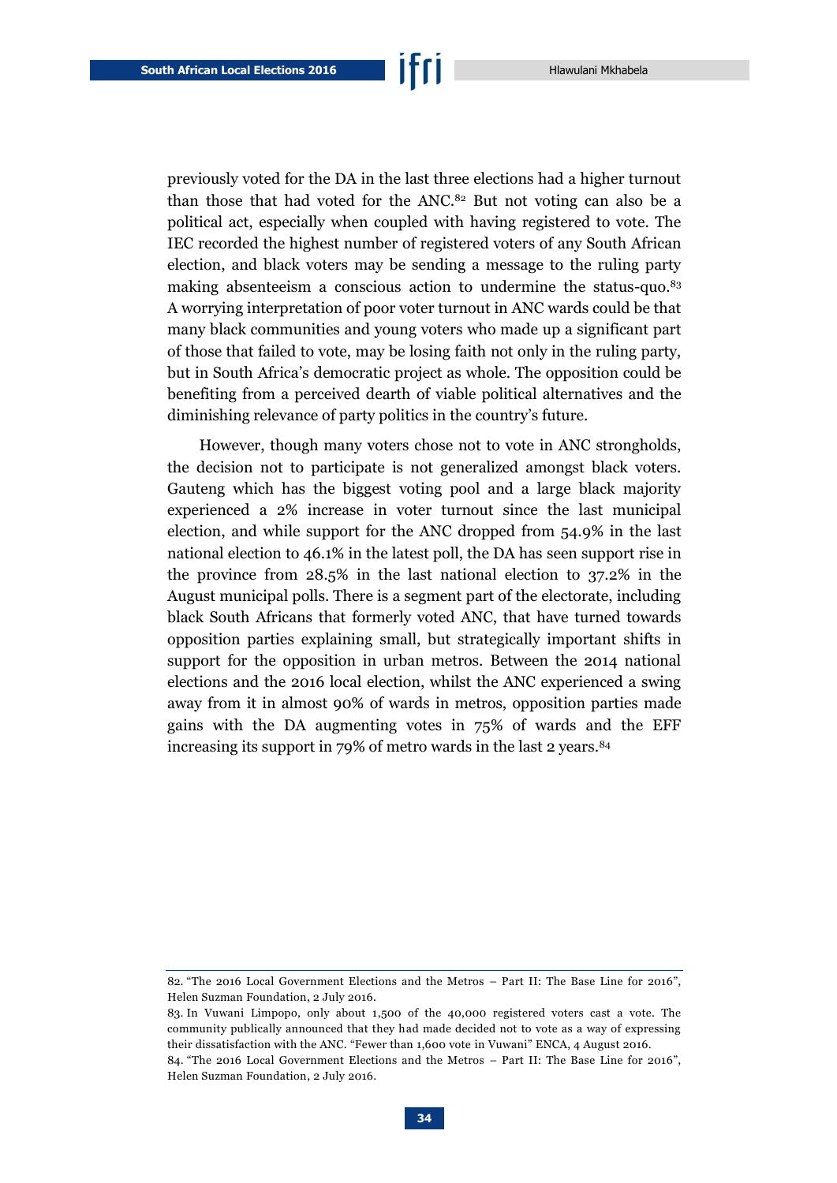previously voted for the DA in the last three elections had a higher turnout than those that had voted for the ANC.[82] But not voting can also be a political act, especially when coupled with having registered to vote. The IEC recorded the highest number of registered voters of any South African election, and black voters may be sending a message to the ruling party making absenteeism a conscious action to undermine the status-quo.[83] A worrying interpretation of poor voter turnout in ANC wards could be that many black communities and young voters who made up a significant part of those that failed to vote, may be losing faith not only in the ruling party, but in South Africa's democratic project as whole. The opposition could be benefiting from a perceived dearth of viable political alternatives and the diminishing relevance of party politics in the country's future.

However, though many voters chose not to vote in ANC strongholds, the decision not to participate is not generalized amongst black voters. Gauteng which has the biggest voting pool and a large black majority experienced a 2% increase in voter turnout since the last municipal election, and while support for the ANC dropped from 54.9% in the last national election to 46.1% in the latest poll, the DA has seen support rise in the province from 28.5% in the last national election to 37.2% in the August municipal polls. There is a segment part of the electorate, including black South Africans that formerly voted ANC, that have turned towards opposition parties explaining small, but strategically important shifts in support for the opposition in urban metros. Between the 2014 national elections and the 2016 local election, whilst the ANC experienced a swing away from it in almost 90% of wards in metros, opposition parties made gains with the DA augmenting votes in 75% of wards and the EFF increasing its support in 79% of metro wards in the last 2 years.[84]

---

82. "The 2016 Local Government Elections and the Metros – Part II: The Base Line for 2016", Helen Suzman Foundation, 2 July 2016.

83. In Vuwani Limpopo, only about 1,500 of the 40,000 registered voters cast a vote. The community publically announced that they had made decided not to vote as a way of expressing their dissatisfaction with the ANC. "Fewer than 1,600 vote in Vuwani" ENCA, 4 August 2016.

84. "The 2016 Local Government Elections and the Metros – Part II: The Base Line for 2016", Helen Suzman Foundation, 2 July 2016.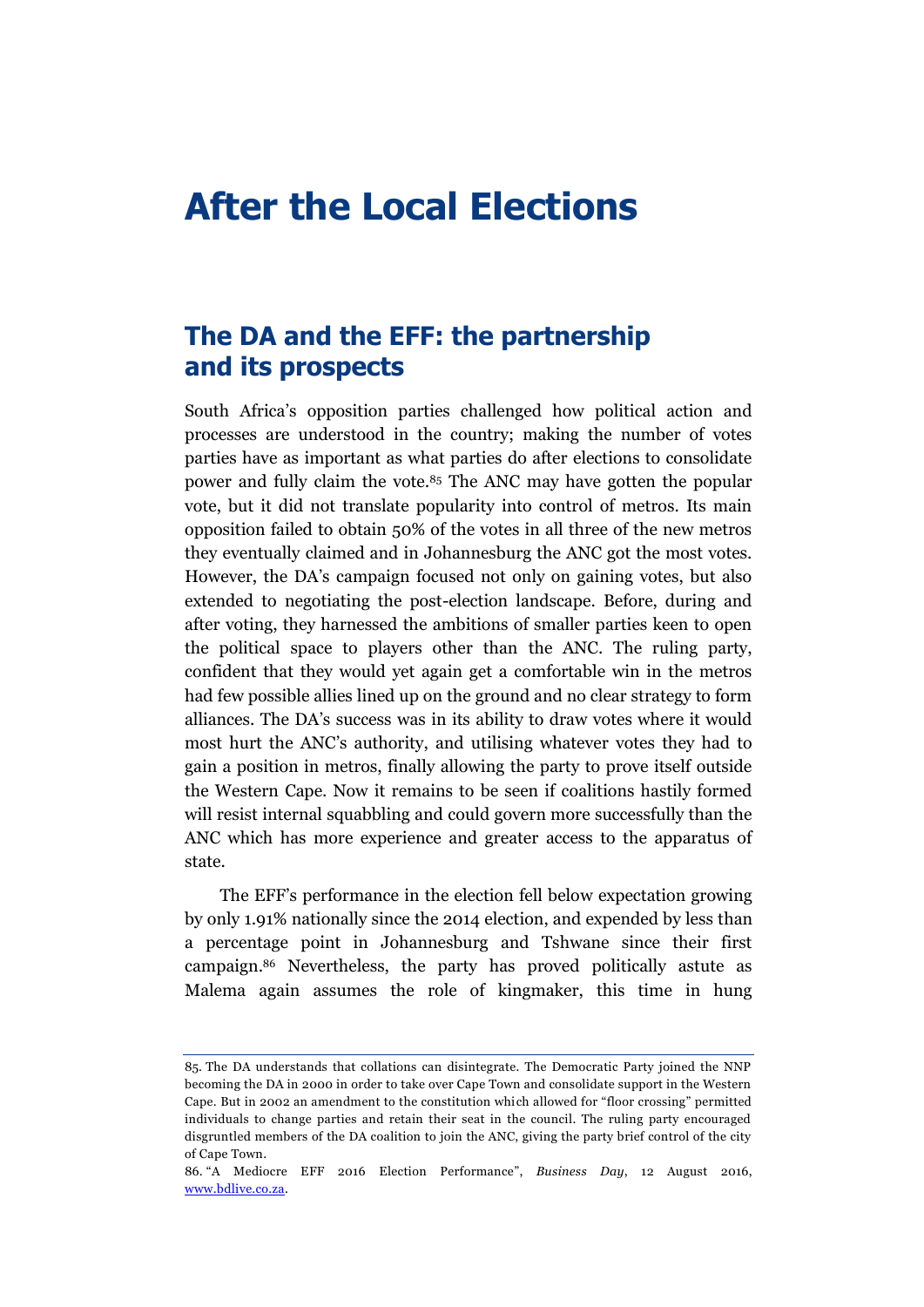# After the Local Elections

## The DA and the EFF: the partnership and its prospects

South Africa's opposition parties challenged how political action and processes are understood in the country; making the number of votes parties have as important as what parties do after elections to consolidate power and fully claim the vote.[85] The ANC may have gotten the popular vote, but it did not translate popularity into control of metros. Its main opposition failed to obtain 50% of the votes in all three of the new metros they eventually claimed and in Johannesburg the ANC got the most votes. However, the DA's campaign focused not only on gaining votes, but also extended to negotiating the post-election landscape. Before, during and after voting, they harnessed the ambitions of smaller parties keen to open the political space to players other than the ANC. The ruling party, confident that they would yet again get a comfortable win in the metros had few possible allies lined up on the ground and no clear strategy to form alliances. The DA's success was in its ability to draw votes where it would most hurt the ANC's authority, and utilising whatever votes they had to gain a position in metros, finally allowing the party to prove itself outside the Western Cape. Now it remains to be seen if coalitions hastily formed will resist internal squabbling and could govern more successfully than the ANC which has more experience and greater access to the apparatus of state.

The EFF's performance in the election fell below expectation growing by only 1.91% nationally since the 2014 election, and expended by less than a percentage point in Johannesburg and Tshwane since their first campaign.[86] Nevertheless, the party has proved politically astute as Malema again assumes the role of kingmaker, this time in hung

---

85. The DA understands that collations can disintegrate. The Democratic Party joined the NNP becoming the DA in 2000 in order to take over Cape Town and consolidate support in the Western Cape. But in 2002 an amendment to the constitution which allowed for "floor crossing" permitted individuals to change parties and retain their seat in the council. The ruling party encouraged disgruntled members of the DA coalition to join the ANC, giving the party brief control of the city of Cape Town.

86. "A Mediocre EFF 2016 Election Performance", *Business Day*, 12 August 2016, www.bdlive.co.za.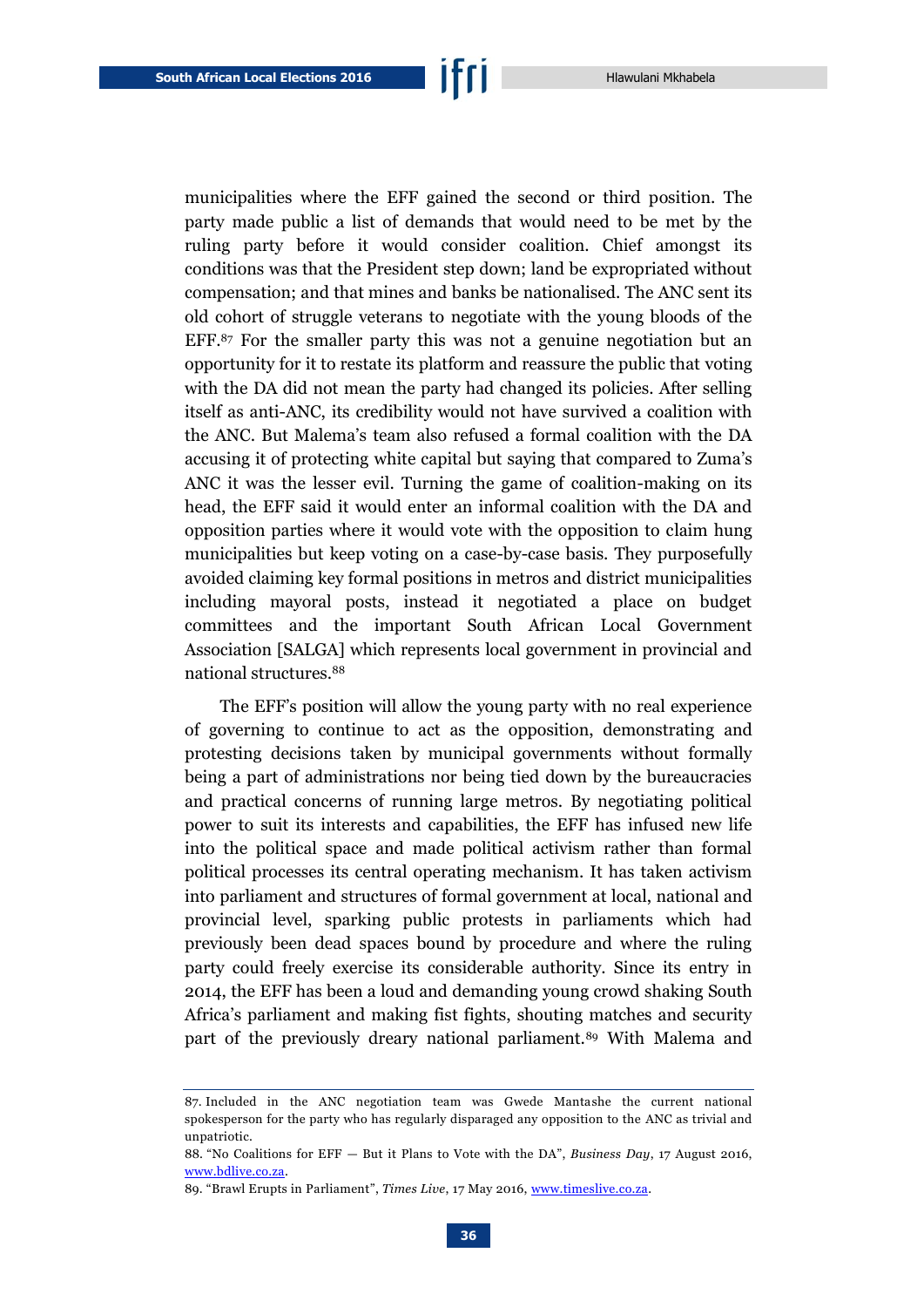municipalities where the EFF gained the second or third position. The party made public a list of demands that would need to be met by the ruling party before it would consider coalition. Chief amongst its conditions was that the President step down; land be expropriated without compensation; and that mines and banks be nationalised. The ANC sent its old cohort of struggle veterans to negotiate with the young bloods of the EFF.[87] For the smaller party this was not a genuine negotiation but an opportunity for it to restate its platform and reassure the public that voting with the DA did not mean the party had changed its policies. After selling itself as anti-ANC, its credibility would not have survived a coalition with the ANC. But Malema's team also refused a formal coalition with the DA accusing it of protecting white capital but saying that compared to Zuma's ANC it was the lesser evil. Turning the game of coalition-making on its head, the EFF said it would enter an informal coalition with the DA and opposition parties where it would vote with the opposition to claim hung municipalities but keep voting on a case-by-case basis. They purposefully avoided claiming key formal positions in metros and district municipalities including mayoral posts, instead it negotiated a place on budget committees and the important South African Local Government Association [SALGA] which represents local government in provincial and national structures.[88]

The EFF's position will allow the young party with no real experience of governing to continue to act as the opposition, demonstrating and protesting decisions taken by municipal governments without formally being a part of administrations nor being tied down by the bureaucracies and practical concerns of running large metros. By negotiating political power to suit its interests and capabilities, the EFF has infused new life into the political space and made political activism rather than formal political processes its central operating mechanism. It has taken activism into parliament and structures of formal government at local, national and provincial level, sparking public protests in parliaments which had previously been dead spaces bound by procedure and where the ruling party could freely exercise its considerable authority. Since its entry in 2014, the EFF has been a loud and demanding young crowd shaking South Africa's parliament and making fist fights, shouting matches and security part of the previously dreary national parliament.[89] With Malema and

87. Included in the ANC negotiation team was Gwede Mantashe the current national spokesperson for the party who has regularly disparaged any opposition to the ANC as trivial and unpatriotic.

88. "No Coalitions for EFF — But it Plans to Vote with the DA", *Business Day*, 17 August 2016, www.bdlive.co.za.

89. "Brawl Erupts in Parliament", *Times Live*, 17 May 2016, www.timeslive.co.za.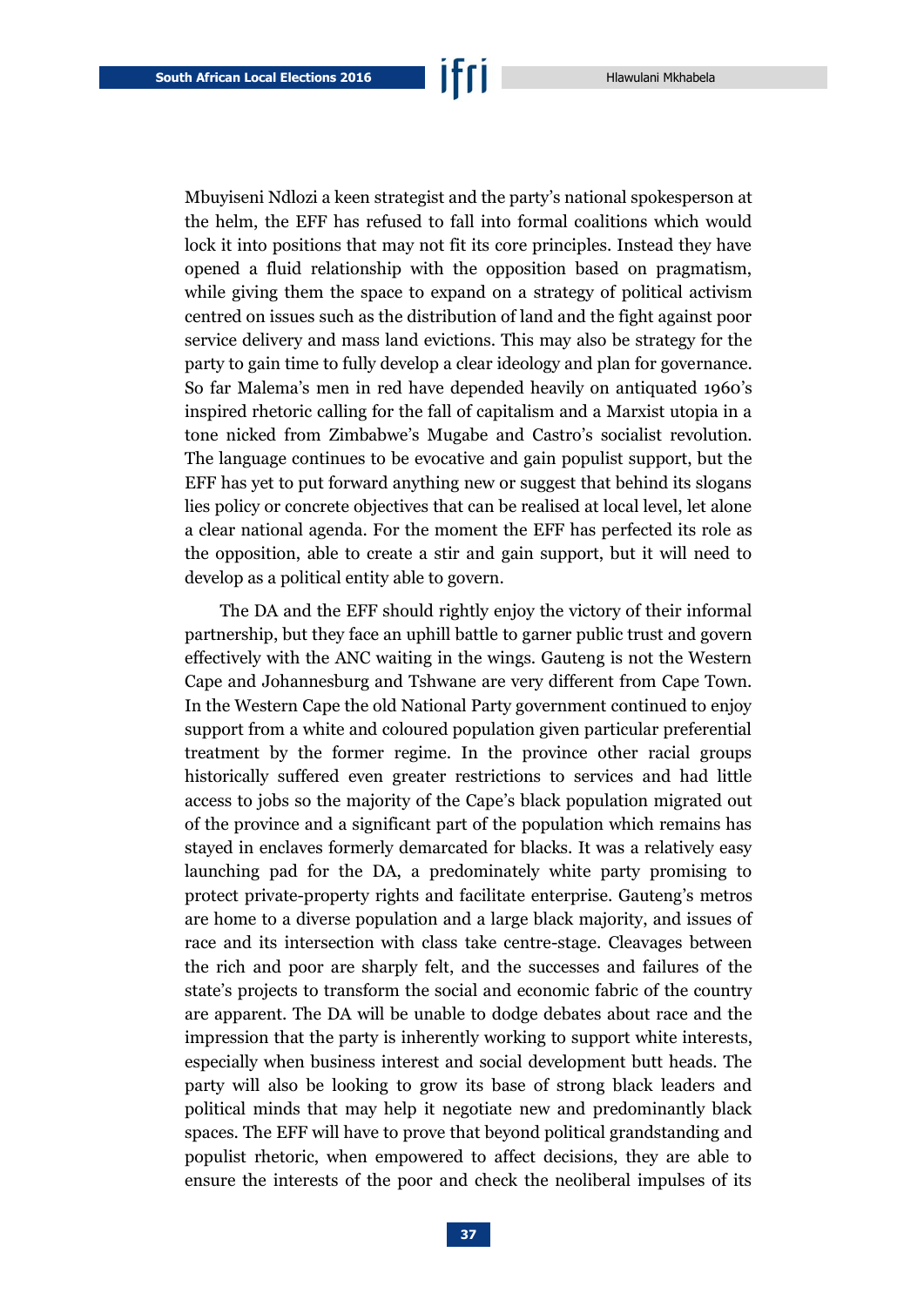Mbuyiseni Ndlozi a keen strategist and the party's national spokesperson at the helm, the EFF has refused to fall into formal coalitions which would lock it into positions that may not fit its core principles. Instead they have opened a fluid relationship with the opposition based on pragmatism, while giving them the space to expand on a strategy of political activism centred on issues such as the distribution of land and the fight against poor service delivery and mass land evictions. This may also be strategy for the party to gain time to fully develop a clear ideology and plan for governance. So far Malema's men in red have depended heavily on antiquated 1960's inspired rhetoric calling for the fall of capitalism and a Marxist utopia in a tone nicked from Zimbabwe's Mugabe and Castro's socialist revolution. The language continues to be evocative and gain populist support, but the EFF has yet to put forward anything new or suggest that behind its slogans lies policy or concrete objectives that can be realised at local level, let alone a clear national agenda. For the moment the EFF has perfected its role as the opposition, able to create a stir and gain support, but it will need to develop as a political entity able to govern.

The DA and the EFF should rightly enjoy the victory of their informal partnership, but they face an uphill battle to garner public trust and govern effectively with the ANC waiting in the wings. Gauteng is not the Western Cape and Johannesburg and Tshwane are very different from Cape Town. In the Western Cape the old National Party government continued to enjoy support from a white and coloured population given particular preferential treatment by the former regime. In the province other racial groups historically suffered even greater restrictions to services and had little access to jobs so the majority of the Cape's black population migrated out of the province and a significant part of the population which remains has stayed in enclaves formerly demarcated for blacks. It was a relatively easy launching pad for the DA, a predominately white party promising to protect private-property rights and facilitate enterprise. Gauteng's metros are home to a diverse population and a large black majority, and issues of race and its intersection with class take centre-stage. Cleavages between the rich and poor are sharply felt, and the successes and failures of the state's projects to transform the social and economic fabric of the country are apparent. The DA will be unable to dodge debates about race and the impression that the party is inherently working to support white interests, especially when business interest and social development butt heads. The party will also be looking to grow its base of strong black leaders and political minds that may help it negotiate new and predominantly black spaces. The EFF will have to prove that beyond political grandstanding and populist rhetoric, when empowered to affect decisions, they are able to ensure the interests of the poor and check the neoliberal impulses of its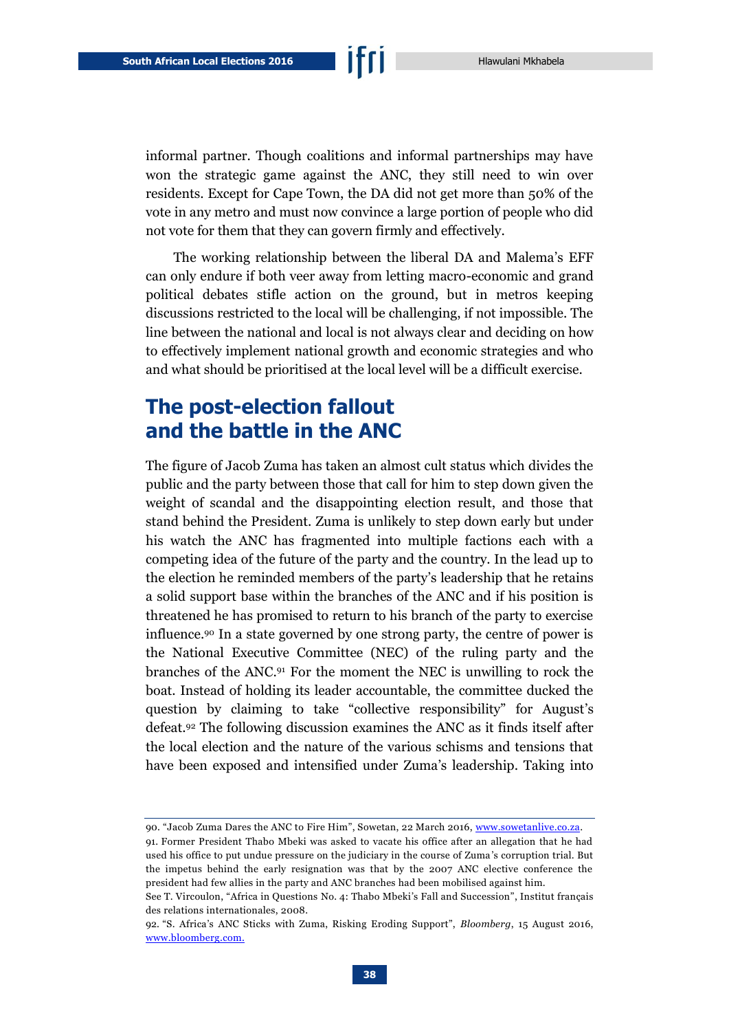informal partner. Though coalitions and informal partnerships may have won the strategic game against the ANC, they still need to win over residents. Except for Cape Town, the DA did not get more than 50% of the vote in any metro and must now convince a large portion of people who did not vote for them that they can govern firmly and effectively.

The working relationship between the liberal DA and Malema's EFF can only endure if both veer away from letting macro-economic and grand political debates stifle action on the ground, but in metros keeping discussions restricted to the local will be challenging, if not impossible. The line between the national and local is not always clear and deciding on how to effectively implement national growth and economic strategies and who and what should be prioritised at the local level will be a difficult exercise.

## The post-election fallout and the battle in the ANC

The figure of Jacob Zuma has taken an almost cult status which divides the public and the party between those that call for him to step down given the weight of scandal and the disappointing election result, and those that stand behind the President. Zuma is unlikely to step down early but under his watch the ANC has fragmented into multiple factions each with a competing idea of the future of the party and the country. In the lead up to the election he reminded members of the party's leadership that he retains a solid support base within the branches of the ANC and if his position is threatened he has promised to return to his branch of the party to exercise influence.[90] In a state governed by one strong party, the centre of power is the National Executive Committee (NEC) of the ruling party and the branches of the ANC.[91] For the moment the NEC is unwilling to rock the boat. Instead of holding its leader accountable, the committee ducked the question by claiming to take "collective responsibility" for August's defeat.[92] The following discussion examines the ANC as it finds itself after the local election and the nature of the various schisms and tensions that have been exposed and intensified under Zuma's leadership. Taking into

---

90. "Jacob Zuma Dares the ANC to Fire Him", Sowetan, 22 March 2016, www.sowetanlive.co.za.

91. Former President Thabo Mbeki was asked to vacate his office after an allegation that he had used his office to put undue pressure on the judiciary in the course of Zuma's corruption trial. But the impetus behind the early resignation was that by the 2007 ANC elective conference the president had few allies in the party and ANC branches had been mobilised against him.

See T. Vircoulon, "Africa in Questions No. 4: Thabo Mbeki's Fall and Succession", Institut français des relations internationales, 2008.

92. "S. Africa's ANC Sticks with Zuma, Risking Eroding Support", *Bloomberg*, 15 August 2016, www.bloomberg.com.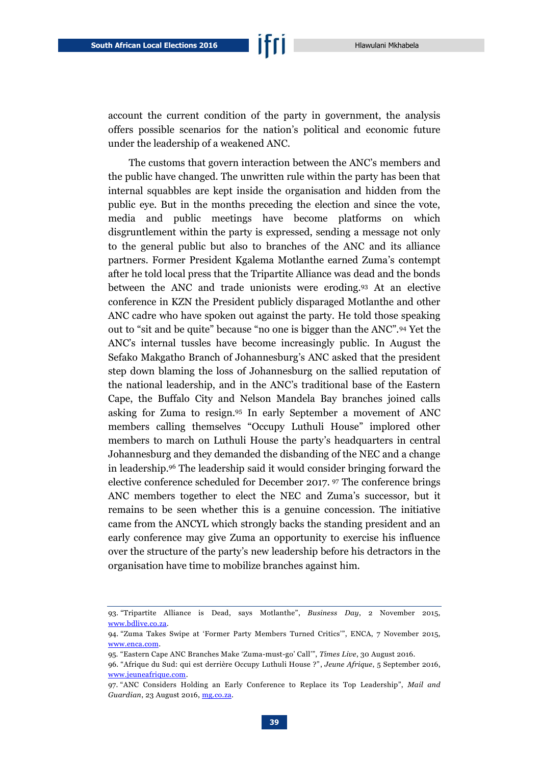account the current condition of the party in government, the analysis offers possible scenarios for the nation's political and economic future under the leadership of a weakened ANC.

The customs that govern interaction between the ANC's members and the public have changed. The unwritten rule within the party has been that internal squabbles are kept inside the organisation and hidden from the public eye. But in the months preceding the election and since the vote, media and public meetings have become platforms on which disgruntlement within the party is expressed, sending a message not only to the general public but also to branches of the ANC and its alliance partners. Former President Kgalema Motlanthe earned Zuma's contempt after he told local press that the Tripartite Alliance was dead and the bonds between the ANC and trade unionists were eroding.[93] At an elective conference in KZN the President publicly disparaged Motlanthe and other ANC cadre who have spoken out against the party. He told those speaking out to "sit and be quite" because "no one is bigger than the ANC".[94] Yet the ANC's internal tussles have become increasingly public. In August the Sefako Makgatho Branch of Johannesburg's ANC asked that the president step down blaming the loss of Johannesburg on the sallied reputation of the national leadership, and in the ANC's traditional base of the Eastern Cape, the Buffalo City and Nelson Mandela Bay branches joined calls asking for Zuma to resign.[95] In early September a movement of ANC members calling themselves "Occupy Luthuli House" implored other members to march on Luthuli House the party's headquarters in central Johannesburg and they demanded the disbanding of the NEC and a change in leadership.[96] The leadership said it would consider bringing forward the elective conference scheduled for December 2017. [97] The conference brings ANC members together to elect the NEC and Zuma's successor, but it remains to be seen whether this is a genuine concession. The initiative came from the ANCYL which strongly backs the standing president and an early conference may give Zuma an opportunity to exercise his influence over the structure of the party's new leadership before his detractors in the organisation have time to mobilize branches against him.

---

93. "Tripartite Alliance is Dead, says Motlanthe", *Business Day*, 2 November 2015, www.bdlive.co.za.

94. "Zuma Takes Swipe at 'Former Party Members Turned Critics'", ENCA, 7 November 2015, www.enca.com.

95. "Eastern Cape ANC Branches Make 'Zuma-must-go' Call'", *Times Live*, 30 August 2016.

96. "Afrique du Sud: qui est derrière Occupy Luthuli House ?", *Jeune Afrique*, 5 September 2016, www.jeuneafrique.com.

97. "ANC Considers Holding an Early Conference to Replace its Top Leadership", *Mail and Guardian*, 23 August 2016, mg.co.za.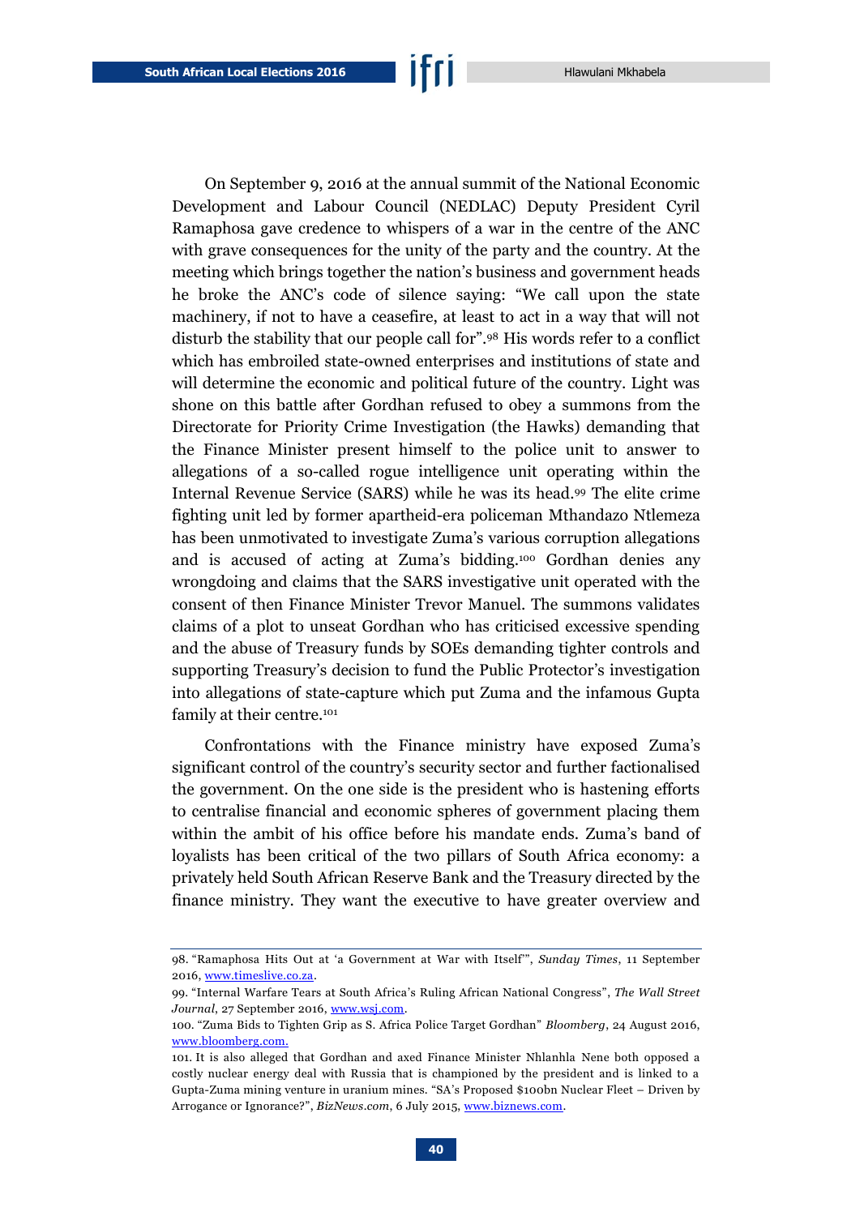On September 9, 2016 at the annual summit of the National Economic Development and Labour Council (NEDLAC) Deputy President Cyril Ramaphosa gave credence to whispers of a war in the centre of the ANC with grave consequences for the unity of the party and the country. At the meeting which brings together the nation's business and government heads he broke the ANC's code of silence saying: "We call upon the state machinery, if not to have a ceasefire, at least to act in a way that will not disturb the stability that our people call for".[98] His words refer to a conflict which has embroiled state-owned enterprises and institutions of state and will determine the economic and political future of the country. Light was shone on this battle after Gordhan refused to obey a summons from the Directorate for Priority Crime Investigation (the Hawks) demanding that the Finance Minister present himself to the police unit to answer to allegations of a so-called rogue intelligence unit operating within the Internal Revenue Service (SARS) while he was its head.[99] The elite crime fighting unit led by former apartheid-era policeman Mthandazo Ntlemeza has been unmotivated to investigate Zuma's various corruption allegations and is accused of acting at Zuma's bidding.[100] Gordhan denies any wrongdoing and claims that the SARS investigative unit operated with the consent of then Finance Minister Trevor Manuel. The summons validates claims of a plot to unseat Gordhan who has criticised excessive spending and the abuse of Treasury funds by SOEs demanding tighter controls and supporting Treasury's decision to fund the Public Protector's investigation into allegations of state-capture which put Zuma and the infamous Gupta family at their centre.[101]

Confrontations with the Finance ministry have exposed Zuma's significant control of the country's security sector and further factionalised the government. On the one side is the president who is hastening efforts to centralise financial and economic spheres of government placing them within the ambit of his office before his mandate ends. Zuma's band of loyalists has been critical of the two pillars of South Africa economy: a privately held South African Reserve Bank and the Treasury directed by the finance ministry. They want the executive to have greater overview and

98. "Ramaphosa Hits Out at 'a Government at War with Itself'", *Sunday Times*, 11 September 2016, www.timeslive.co.za.

99. "Internal Warfare Tears at South Africa's Ruling African National Congress", *The Wall Street Journal*, 27 September 2016, www.wsj.com.

100. "Zuma Bids to Tighten Grip as S. Africa Police Target Gordhan" *Bloomberg*, 24 August 2016, www.bloomberg.com.

101. It is also alleged that Gordhan and axed Finance Minister Nhlanhla Nene both opposed a costly nuclear energy deal with Russia that is championed by the president and is linked to a Gupta-Zuma mining venture in uranium mines. "SA's Proposed $100bn Nuclear Fleet – Driven by Arrogance or Ignorance?", *BizNews.com*, 6 July 2015, www.biznews.com.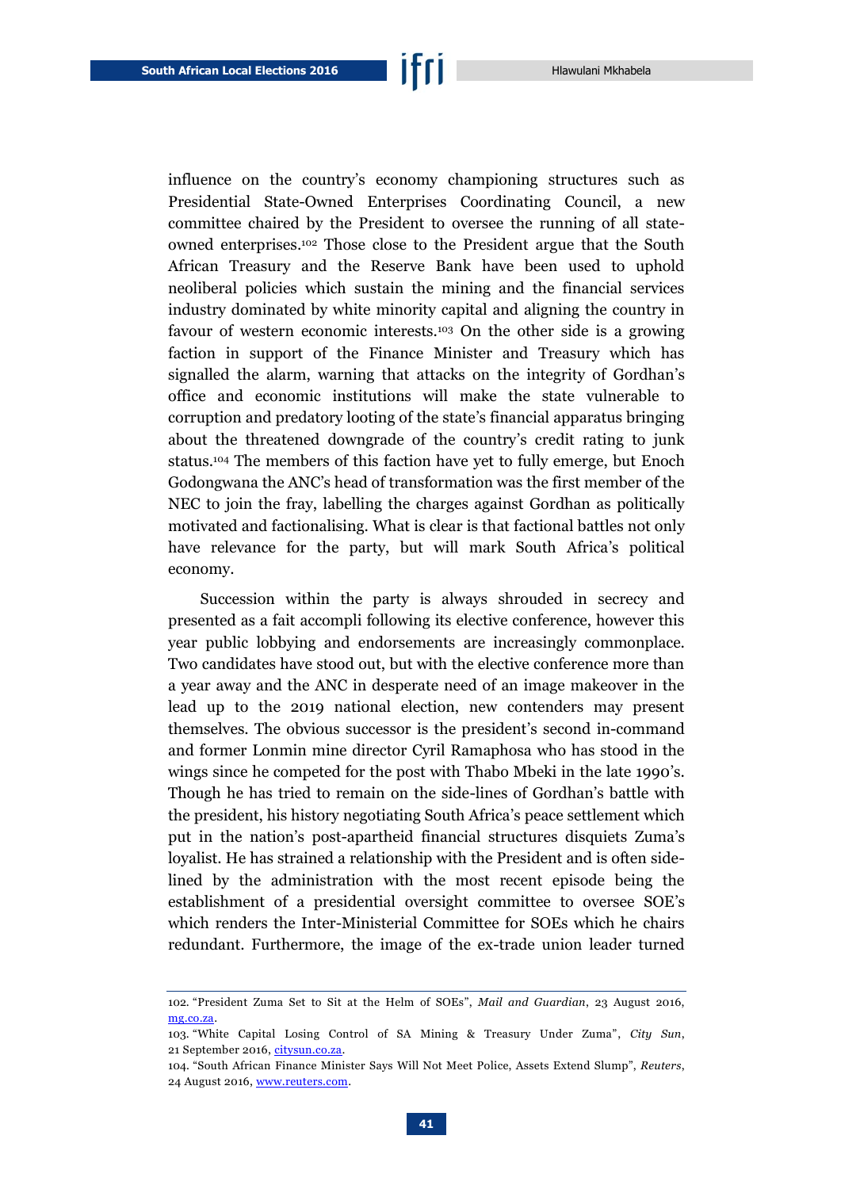influence on the country's economy championing structures such as Presidential State-Owned Enterprises Coordinating Council, a new committee chaired by the President to oversee the running of all state-owned enterprises.[102] Those close to the President argue that the South African Treasury and the Reserve Bank have been used to uphold neoliberal policies which sustain the mining and the financial services industry dominated by white minority capital and aligning the country in favour of western economic interests.[103] On the other side is a growing faction in support of the Finance Minister and Treasury which has signalled the alarm, warning that attacks on the integrity of Gordhan's office and economic institutions will make the state vulnerable to corruption and predatory looting of the state's financial apparatus bringing about the threatened downgrade of the country's credit rating to junk status.[104] The members of this faction have yet to fully emerge, but Enoch Godongwana the ANC's head of transformation was the first member of the NEC to join the fray, labelling the charges against Gordhan as politically motivated and factionalising. What is clear is that factional battles not only have relevance for the party, but will mark South Africa's political economy.

Succession within the party is always shrouded in secrecy and presented as a fait accompli following its elective conference, however this year public lobbying and endorsements are increasingly commonplace. Two candidates have stood out, but with the elective conference more than a year away and the ANC in desperate need of an image makeover in the lead up to the 2019 national election, new contenders may present themselves. The obvious successor is the president's second in-command and former Lonmin mine director Cyril Ramaphosa who has stood in the wings since he competed for the post with Thabo Mbeki in the late 1990's. Though he has tried to remain on the side-lines of Gordhan's battle with the president, his history negotiating South Africa's peace settlement which put in the nation's post-apartheid financial structures disquiets Zuma's loyalist. He has strained a relationship with the President and is often side-lined by the administration with the most recent episode being the establishment of a presidential oversight committee to oversee SOE's which renders the Inter-Ministerial Committee for SOEs which he chairs redundant. Furthermore, the image of the ex-trade union leader turned

---

102. "President Zuma Set to Sit at the Helm of SOEs", *Mail and Guardian*, 23 August 2016, mg.co.za.

103. "White Capital Losing Control of SA Mining & Treasury Under Zuma", *City Sun*, 21 September 2016, citysun.co.za.

104. "South African Finance Minister Says Will Not Meet Police, Assets Extend Slump", *Reuters*, 24 August 2016, www.reuters.com.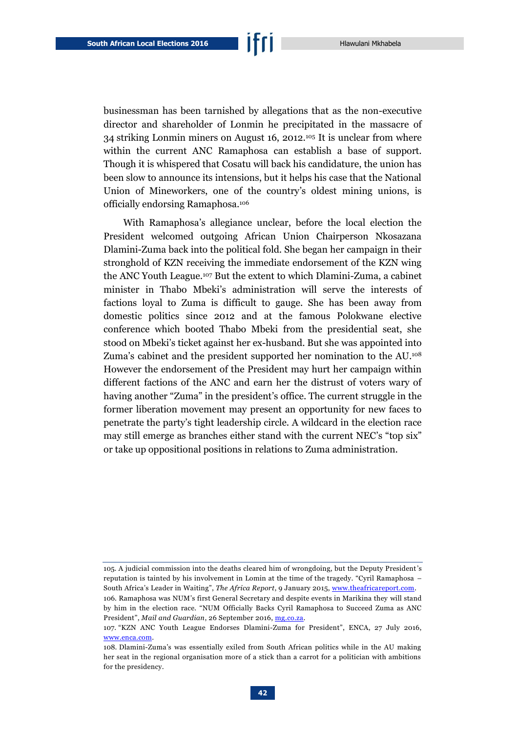businessman has been tarnished by allegations that as the non-executive director and shareholder of Lonmin he precipitated in the massacre of 34 striking Lonmin miners on August 16, 2012.[105] It is unclear from where within the current ANC Ramaphosa can establish a base of support. Though it is whispered that Cosatu will back his candidature, the union has been slow to announce its intensions, but it helps his case that the National Union of Mineworkers, one of the country's oldest mining unions, is officially endorsing Ramaphosa.[106]

With Ramaphosa's allegiance unclear, before the local election the President welcomed outgoing African Union Chairperson Nkosazana Dlamini-Zuma back into the political fold. She began her campaign in their stronghold of KZN receiving the immediate endorsement of the KZN wing the ANC Youth League.[107] But the extent to which Dlamini-Zuma, a cabinet minister in Thabo Mbeki's administration will serve the interests of factions loyal to Zuma is difficult to gauge. She has been away from domestic politics since 2012 and at the famous Polokwane elective conference which booted Thabo Mbeki from the presidential seat, she stood on Mbeki's ticket against her ex-husband. But she was appointed into Zuma's cabinet and the president supported her nomination to the AU.[108] However the endorsement of the President may hurt her campaign within different factions of the ANC and earn her the distrust of voters wary of having another "Zuma" in the president's office. The current struggle in the former liberation movement may present an opportunity for new faces to penetrate the party's tight leadership circle. A wildcard in the election race may still emerge as branches either stand with the current NEC's "top six" or take up oppositional positions in relations to Zuma administration.

---

105. A judicial commission into the deaths cleared him of wrongdoing, but the Deputy President's reputation is tainted by his involvement in Lomin at the time of the tragedy. "Cyril Ramaphosa – South Africa's Leader in Waiting", *The Africa Report*, 9 January 2015, www.theafricareport.com.

106. Ramaphosa was NUM's first General Secretary and despite events in Marikina they will stand by him in the election race. "NUM Officially Backs Cyril Ramaphosa to Succeed Zuma as ANC President", *Mail and Guardian*, 26 September 2016, mg.co.za.

107. "KZN ANC Youth League Endorses Dlamini-Zuma for President", ENCA, 27 July 2016, www.enca.com.

108. Dlamini-Zuma's was essentially exiled from South African politics while in the AU making her seat in the regional organisation more of a stick than a carrot for a politician with ambitions for the presidency.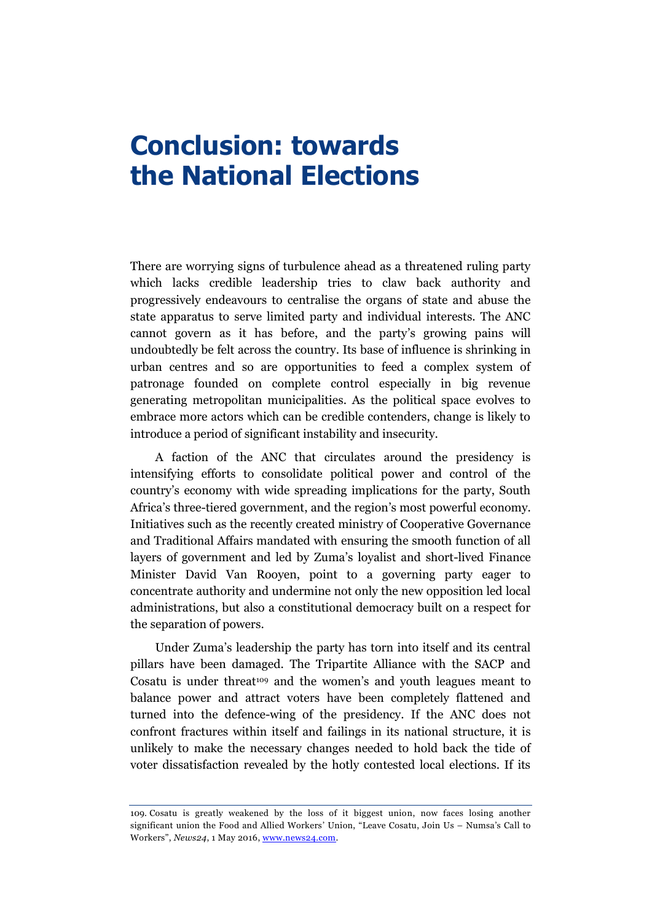# Conclusion: towards the National Elections

There are worrying signs of turbulence ahead as a threatened ruling party which lacks credible leadership tries to claw back authority and progressively endeavours to centralise the organs of state and abuse the state apparatus to serve limited party and individual interests. The ANC cannot govern as it has before, and the party's growing pains will undoubtedly be felt across the country. Its base of influence is shrinking in urban centres and so are opportunities to feed a complex system of patronage founded on complete control especially in big revenue generating metropolitan municipalities. As the political space evolves to embrace more actors which can be credible contenders, change is likely to introduce a period of significant instability and insecurity.

A faction of the ANC that circulates around the presidency is intensifying efforts to consolidate political power and control of the country's economy with wide spreading implications for the party, South Africa's three-tiered government, and the region's most powerful economy. Initiatives such as the recently created ministry of Cooperative Governance and Traditional Affairs mandated with ensuring the smooth function of all layers of government and led by Zuma's loyalist and short-lived Finance Minister David Van Rooyen, point to a governing party eager to concentrate authority and undermine not only the new opposition led local administrations, but also a constitutional democracy built on a respect for the separation of powers.

Under Zuma's leadership the party has torn into itself and its central pillars have been damaged. The Tripartite Alliance with the SACP and Cosatu is under threat[109] and the women's and youth leagues meant to balance power and attract voters have been completely flattened and turned into the defence-wing of the presidency. If the ANC does not confront fractures within itself and failings in its national structure, it is unlikely to make the necessary changes needed to hold back the tide of voter dissatisfaction revealed by the hotly contested local elections. If its

---

109. Cosatu is greatly weakened by the loss of it biggest union, now faces losing another significant union the Food and Allied Workers' Union, "Leave Cosatu, Join Us – Numsa's Call to Workers", *News24*, 1 May 2016, www.news24.com.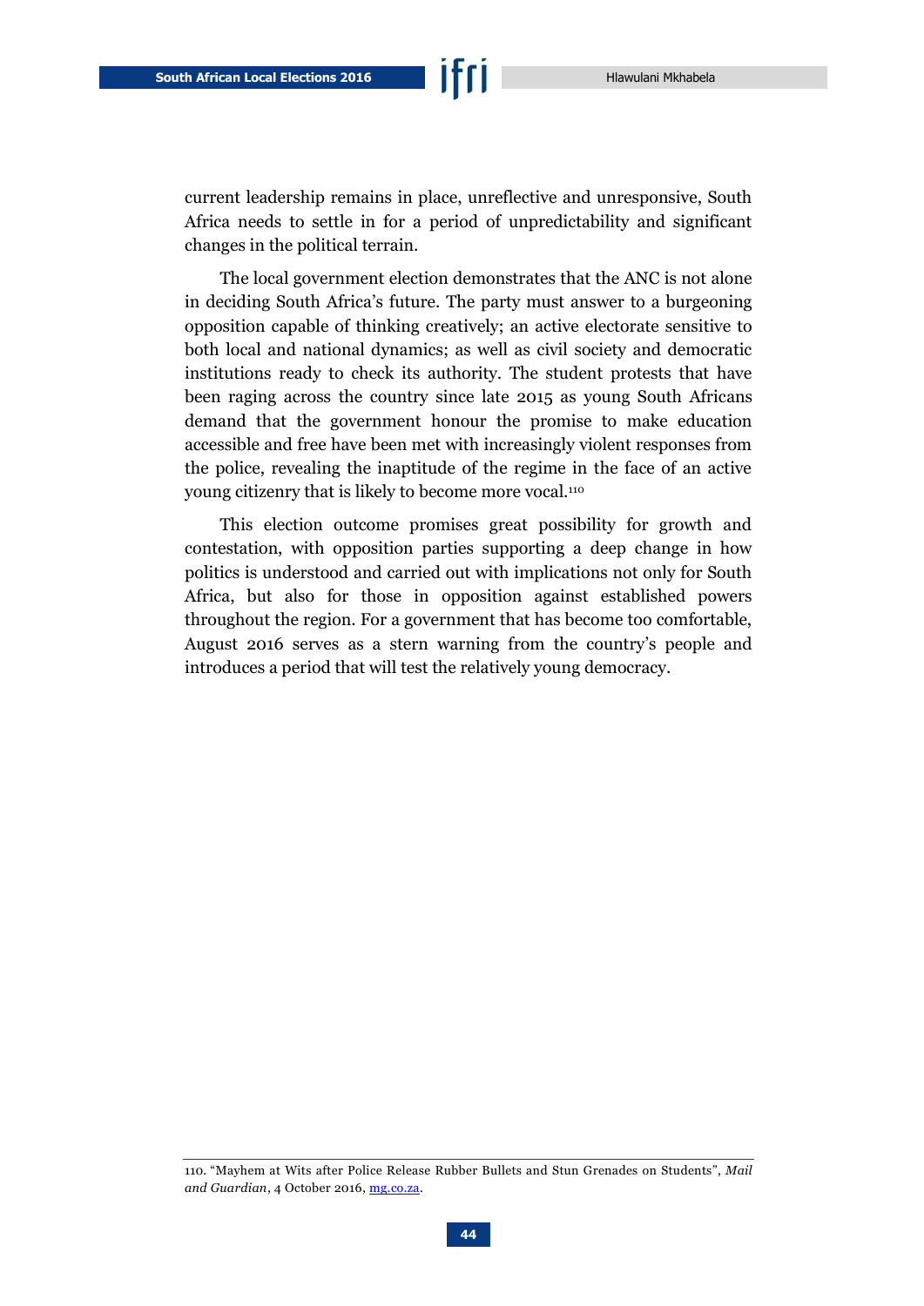current leadership remains in place, unreflective and unresponsive, South Africa needs to settle in for a period of unpredictability and significant changes in the political terrain.

The local government election demonstrates that the ANC is not alone in deciding South Africa's future. The party must answer to a burgeoning opposition capable of thinking creatively; an active electorate sensitive to both local and national dynamics; as well as civil society and democratic institutions ready to check its authority. The student protests that have been raging across the country since late 2015 as young South Africans demand that the government honour the promise to make education accessible and free have been met with increasingly violent responses from the police, revealing the inaptitude of the regime in the face of an active young citizenry that is likely to become more vocal.[110]

This election outcome promises great possibility for growth and contestation, with opposition parties supporting a deep change in how politics is understood and carried out with implications not only for South Africa, but also for those in opposition against established powers throughout the region. For a government that has become too comfortable, August 2016 serves as a stern warning from the country's people and introduces a period that will test the relatively young democracy.

110. "Mayhem at Wits after Police Release Rubber Bullets and Stun Grenades on Students", *Mail and Guardian*, 4 October 2016, mg.co.za.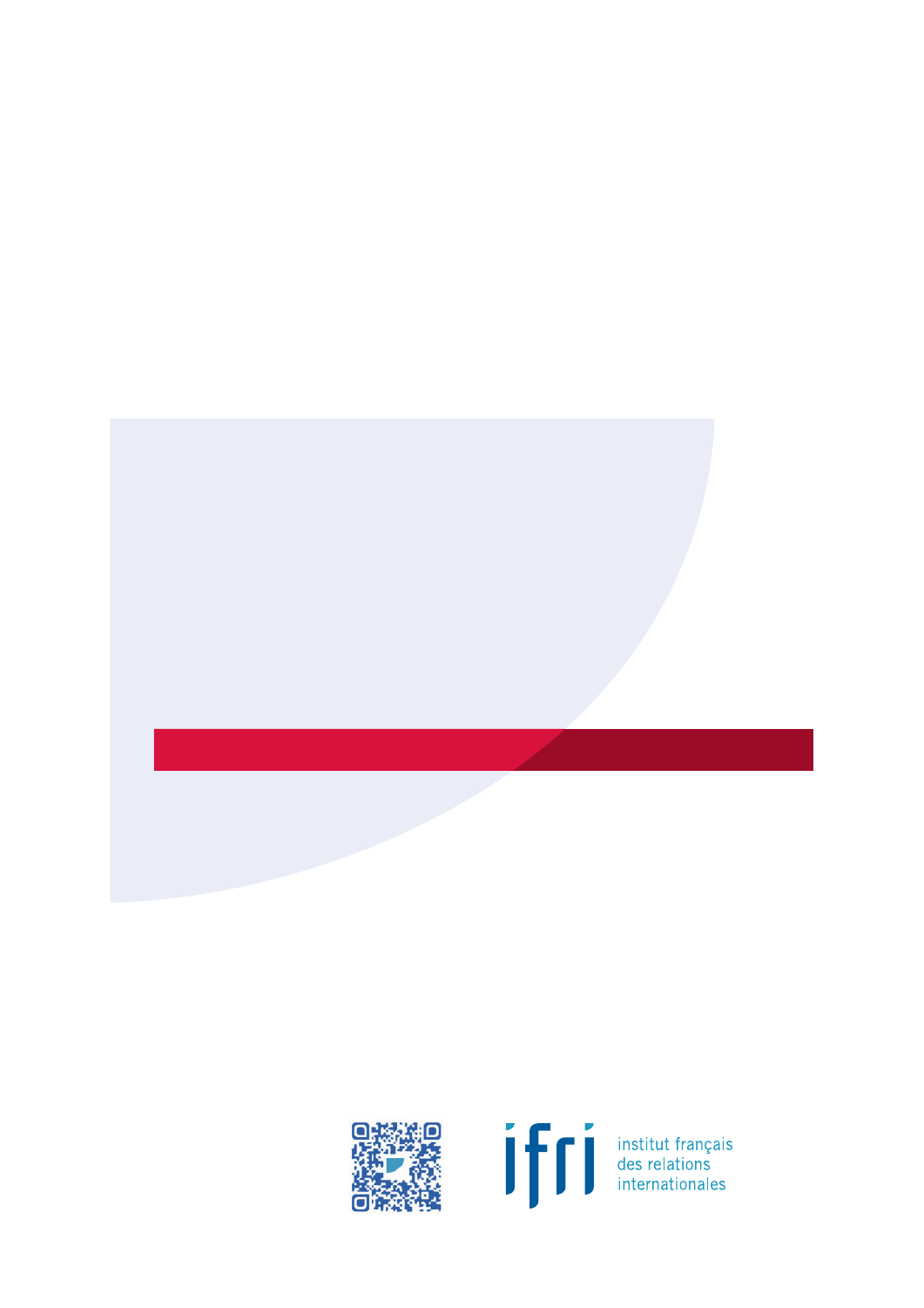institut français
des relations
internationales